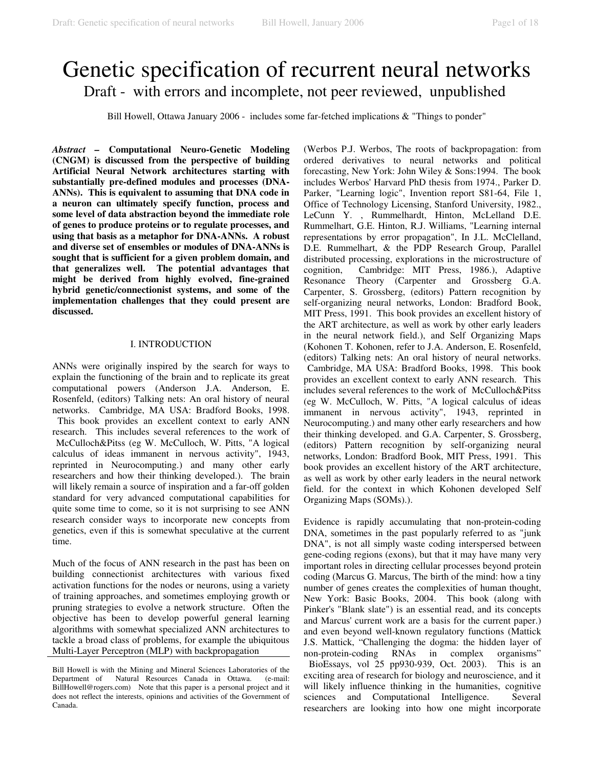# Genetic specification of recurrent neural networks

## Draft - with errors and incomplete, not peer reviewed, unpublished

Bill Howell, Ottawa January 2006 - includes some far-fetched implications & "Things to ponder"

***Abstract* – Computational Neuro-Genetic Modeling (CNGM) is discussed from the perspective of building Artificial Neural Network architectures starting with substantially pre-defined modules and processes (DNA-ANNs). This is equivalent to assuming that DNA code in a neuron can ultimately specify function, process and some level of data abstraction beyond the immediate role of genes to produce proteins or to regulate processes, and using that basis as a metaphor for DNA-ANNs. A robust and diverse set of ensembles or modules of DNA-ANNs is sought that is sufficient for a given problem domain, and that generalizes well. The potential advantages that might be derived from highly evolved, fine-grained hybrid genetic/connectionist systems, and some of the implementation challenges that they could present are discussed.**

## I. INTRODUCTION

ANNs were originally inspired by the search for ways to explain the functioning of the brain and to replicate its great computational powers (Anderson J.A. Anderson, E. Rosenfeld, (editors) Talking nets: An oral history of neural networks. Cambridge, MA USA: Bradford Books, 1998. This book provides an excellent context to early ANN research. This includes several references to the work of McCulloch&Pitss (eg W. McCulloch, W. Pitts, "A logical calculus of ideas immanent in nervous activity", 1943, reprinted in Neurocomputing.) and many other early researchers and how their thinking developed.). The brain will likely remain a source of inspiration and a far-off golden standard for very advanced computational capabilities for quite some time to come, so it is not surprising to see ANN research consider ways to incorporate new concepts from genetics, even if this is somewhat speculative at the current time.

Much of the focus of ANN research in the past has been on building connectionist architectures with various fixed activation functions for the nodes or neurons, using a variety of training approaches, and sometimes employing growth or pruning strategies to evolve a network structure. Often the objective has been to develop powerful general learning algorithms with somewhat specialized ANN architectures to tackle a broad class of problems, for example the ubiquitous Multi-Layer Perceptron (MLP) with backpropagation (Werbos P.J. Werbos, The roots of backpropagation: from ordered derivatives to neural networks and political forecasting, New York: John Wiley & Sons:1994. The book includes Werbos' Harvard PhD thesis from 1974., Parker D. Parker, "Learning logic", Invention report S81-64, File 1, Office of Technology Licensing, Stanford University, 1982., LeCunn Y. , Rummelhardt, Hinton, McLelland D.E. Rummelhart, G.E. Hinton, R.J. Williams, "Learning internal representations by error propagation", In J.L. McClelland, D.E. Rummelhart, & the PDP Research Group, Parallel distributed processing, explorations in the microstructure of cognition, Cambridge: MIT Press, 1986.), Adaptive Resonance Theory (Carpenter and Grossberg G.A. Carpenter, S. Grossberg, (editors) Pattern recognition by self-organizing neural networks, London: Bradford Book, MIT Press, 1991. This book provides an excellent history of the ART architecture, as well as work by other early leaders in the neural network field.), and Self Organizing Maps (Kohonen T. Kohonen, refer to J.A. Anderson, E. Rosenfeld, (editors) Talking nets: An oral history of neural networks. Cambridge, MA USA: Bradford Books, 1998. This book provides an excellent context to early ANN research. This includes several references to the work of McCulloch&Pitss (eg W. McCulloch, W. Pitts, "A logical calculus of ideas immanent in nervous activity", 1943, reprinted in Neurocomputing.) and many other early researchers and how their thinking developed. and G.A. Carpenter, S. Grossberg, (editors) Pattern recognition by self-organizing neural networks, London: Bradford Book, MIT Press, 1991. This book provides an excellent history of the ART architecture, as well as work by other early leaders in the neural network field. for the context in which Kohonen developed Self Organizing Maps (SOMs).).

Evidence is rapidly accumulating that non-protein-coding DNA, sometimes in the past popularly referred to as "junk DNA", is not all simply waste coding interspersed between gene-coding regions (exons), but that it may have many very important roles in directing cellular processes beyond protein coding (Marcus G. Marcus, The birth of the mind: how a tiny number of genes creates the complexities of human thought, New York: Basic Books, 2004. This book (along with Pinker's "Blank slate") is an essential read, and its concepts and Marcus' current work are a basis for the current paper.) and even beyond well-known regulatory functions (Mattick J.S. Mattick, "Challenging the dogma: the hidden layer of non-protein-coding RNAs in complex organisms" BioEssays, vol 25 pp930-939, Oct. 2003). This is an exciting area of research for biology and neuroscience, and it will likely influence thinking in the humanities, cognitive sciences and Computational Intelligence. Several researchers are looking into how one might incorporate

Bill Howell is with the Mining and Mineral Sciences Laboratories of the Department of Natural Resources Canada in Ottawa. (e-mail: BillHowell@rogers.com) Note that this paper is a personal project and it does not reflect the interests, opinions and activities of the Government of Canada.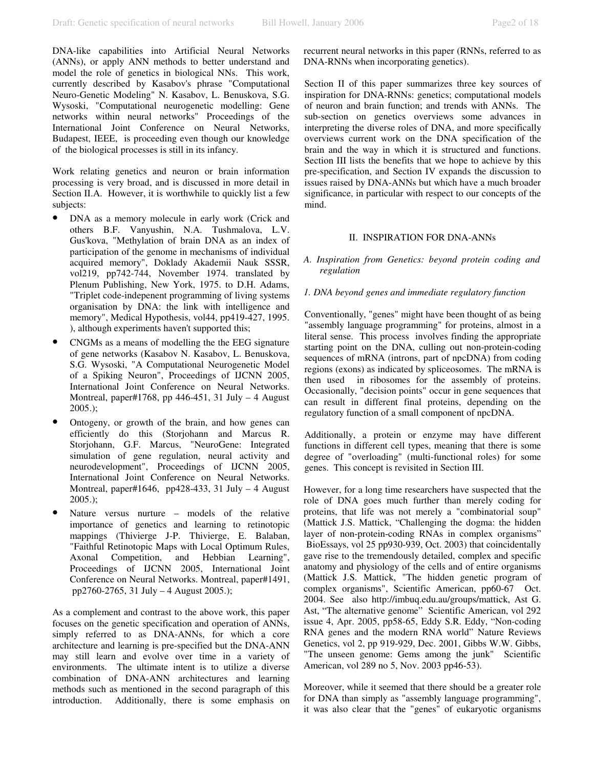DNA-like capabilities into Artificial Neural Networks (ANNs), or apply ANN methods to better understand and model the role of genetics in biological NNs. This work, currently described by Kasabov's phrase "Computational Neuro-Genetic Modeling" N. Kasabov, L. Benuskova, S.G. Wysoski, "Computational neurogenetic modelling: Gene networks within neural networks" Proceedings of the International Joint Conference on Neural Networks, Budapest, IEEE, is proceeding even though our knowledge of the biological processes is still in its infancy.

Work relating genetics and neuron or brain information processing is very broad, and is discussed in more detail in Section II.A. However, it is worthwhile to quickly list a few subjects:

- DNA as a memory molecule in early work (Crick and others B.F. Vanyushin, N.A. Tushmalova, L.V. Gus'kova, "Methylation of brain DNA as an index of participation of the genome in mechanisms of individual acquired memory", Doklady Akademii Nauk SSSR, vol219, pp742-744, November 1974. translated by Plenum Publishing, New York, 1975. to D.H. Adams, "Triplet code-indepenent programming of living systems organisation by DNA: the link with intelligence and memory", Medical Hypothesis, vol44, pp419-427, 1995. ), although experiments haven't supported this;
- CNGMs as a means of modelling the the EEG signature of gene networks (Kasabov N. Kasabov, L. Benuskova, S.G. Wysoski, "A Computational Neurogenetic Model of a Spiking Neuron", Proceedings of IJCNN 2005, International Joint Conference on Neural Networks. Montreal, paper#1768, pp 446-451, 31 July – 4 August 2005.);
- Ontogeny, or growth of the brain, and how genes can efficiently do this (Storjohann and Marcus R. Storjohann, G.F. Marcus, "NeuroGene: Integrated simulation of gene regulation, neural activity and neurodevelopment", Proceedings of IJCNN 2005, International Joint Conference on Neural Networks. Montreal, paper#1646, pp428-433, 31 July – 4 August 2005.);
- Nature versus nurture – models of the relative importance of genetics and learning to retinotopic mappings (Thivierge J-P. Thivierge, E. Balaban, "Faithful Retinotopic Maps with Local Optimum Rules, Axonal Competition, and Hebbian Learning", Proceedings of IJCNN 2005, International Joint Conference on Neural Networks. Montreal, paper#1491, pp2760-2765, 31 July – 4 August 2005.);

As a complement and contrast to the above work, this paper focuses on the genetic specification and operation of ANNs, simply referred to as DNA-ANNs, for which a core architecture and learning is pre-specified but the DNA-ANN may still learn and evolve over time in a variety of environments. The ultimate intent is to utilize a diverse combination of DNA-ANN architectures and learning methods such as mentioned in the second paragraph of this introduction. Additionally, there is some emphasis on recurrent neural networks in this paper (RNNs, referred to as DNA-RNNs when incorporating genetics).

Section II of this paper summarizes three key sources of inspiration for DNA-RNNs: genetics; computational models of neuron and brain function; and trends with ANNs. The sub-section on genetics overviews some advances in interpreting the diverse roles of DNA, and more specifically overviews current work on the DNA specification of the brain and the way in which it is structured and functions. Section III lists the benefits that we hope to achieve by this pre-specification, and Section IV expands the discussion to issues raised by DNA-ANNs but which have a much broader significance, in particular with respect to our concepts of the mind.

## II. INSPIRATION FOR DNA-ANNs

### *A. Inspiration from Genetics: beyond protein coding and regulation*

#### *1. DNA beyond genes and immediate regulatory function*

Conventionally, "genes" might have been thought of as being "assembly language programming" for proteins, almost in a literal sense. This process involves finding the appropriate starting point on the DNA, culling out non-protein-coding sequences of mRNA (introns, part of npcDNA) from coding regions (exons) as indicated by spliceosomes. The mRNA is then used in ribosomes for the assembly of proteins. Occasionally, "decision points" occur in gene sequences that can result in different final proteins, depending on the regulatory function of a small component of npcDNA.

Additionally, a protein or enzyme may have different functions in different cell types, meaning that there is some degree of "overloading" (multi-functional roles) for some genes. This concept is revisited in Section III.

However, for a long time researchers have suspected that the role of DNA goes much further than merely coding for proteins, that life was not merely a "combinatorial soup" (Mattick J.S. Mattick, "Challenging the dogma: the hidden layer of non-protein-coding RNAs in complex organisms" BioEssays, vol 25 pp930-939, Oct. 2003) that coincidentally gave rise to the tremendously detailed, complex and specific anatomy and physiology of the cells and of entire organisms (Mattick J.S. Mattick, "The hidden genetic program of complex organisms", Scientific American, pp60-67 Oct. 2004. See also http://imbuq.edu.au/groups/mattick, Ast G. Ast, "The alternative genome" Scientific American, vol 292 issue 4, Apr. 2005, pp58-65, Eddy S.R. Eddy, "Non-coding RNA genes and the modern RNA world" Nature Reviews Genetics, vol 2, pp 919-929, Dec. 2001, Gibbs W.W. Gibbs, "The unseen genome: Gems among the junk" Scientific American, vol 289 no 5, Nov. 2003 pp46-53).

Moreover, while it seemed that there should be a greater role for DNA than simply as "assembly language programming", it was also clear that the "genes" of eukaryotic organisms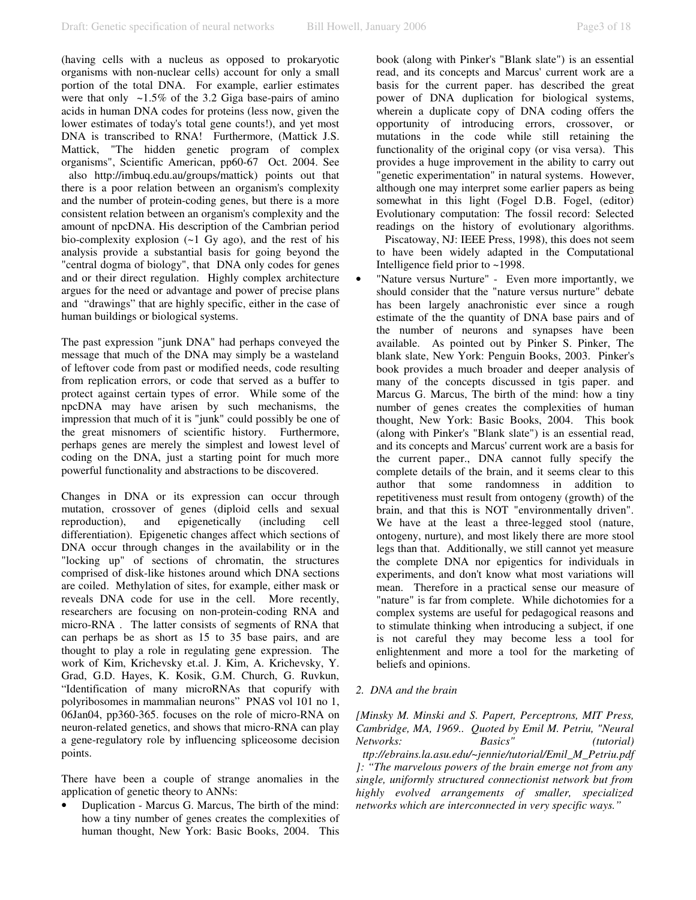(having cells with a nucleus as opposed to prokaryotic organisms with non-nuclear cells) account for only a small portion of the total DNA. For example, earlier estimates were that only ~1.5% of the 3.2 Giga base-pairs of amino acids in human DNA codes for proteins (less now, given the lower estimates of today's total gene counts!), and yet most DNA is transcribed to RNA! Furthermore, (Mattick J.S. Mattick, "The hidden genetic program of complex organisms", Scientific American, pp60-67 Oct. 2004. See also http://imbuq.edu.au/groups/mattick) points out that there is a poor relation between an organism's complexity and the number of protein-coding genes, but there is a more consistent relation between an organism's complexity and the amount of npcDNA. His description of the Cambrian period bio-complexity explosion (~1 Gy ago), and the rest of his analysis provide a substantial basis for going beyond the "central dogma of biology", that DNA only codes for genes and or their direct regulation. Highly complex architecture argues for the need or advantage and power of precise plans and "drawings" that are highly specific, either in the case of human buildings or biological systems.

The past expression "junk DNA" had perhaps conveyed the message that much of the DNA may simply be a wasteland of leftover code from past or modified needs, code resulting from replication errors, or code that served as a buffer to protect against certain types of error. While some of the npcDNA may have arisen by such mechanisms, the impression that much of it is "junk" could possibly be one of the great misnomers of scientific history. Furthermore, perhaps genes are merely the simplest and lowest level of coding on the DNA, just a starting point for much more powerful functionality and abstractions to be discovered.

Changes in DNA or its expression can occur through mutation, crossover of genes (diploid cells and sexual reproduction), and epigenetically (including cell differentiation). Epigenetic changes affect which sections of DNA occur through changes in the availability or in the "locking up" of sections of chromatin, the structures comprised of disk-like histones around which DNA sections are coiled. Methylation of sites, for example, either mask or reveals DNA code for use in the cell. More recently, researchers are focusing on non-protein-coding RNA and micro-RNA . The latter consists of segments of RNA that can perhaps be as short as 15 to 35 base pairs, and are thought to play a role in regulating gene expression. The work of Kim, Krichevsky et.al. J. Kim, A. Krichevsky, Y. Grad, G.D. Hayes, K. Kosik, G.M. Church, G. Ruvkun, "Identification of many microRNAs that copurify with polyribosomes in mammalian neurons" PNAS vol 101 no 1, 06Jan04, pp360-365. focuses on the role of micro-RNA on neuron-related genetics, and shows that micro-RNA can play a gene-regulatory role by influencing spliceosome decision points.

There have been a couple of strange anomalies in the application of genetic theory to ANNs:

- Duplication - Marcus G. Marcus, The birth of the mind: how a tiny number of genes creates the complexities of human thought, New York: Basic Books, 2004. This book (along with Pinker's "Blank slate") is an essential read, and its concepts and Marcus' current work are a basis for the current paper. has described the great power of DNA duplication for biological systems, wherein a duplicate copy of DNA coding offers the opportunity of introducing errors, crossover, or mutations in the code while still retaining the functionality of the original copy (or visa versa). This provides a huge improvement in the ability to carry out "genetic experimentation" in natural systems. However, although one may interpret some earlier papers as being somewhat in this light (Fogel D.B. Fogel, (editor) Evolutionary computation: The fossil record: Selected readings on the history of evolutionary algorithms. Piscataway, NJ: IEEE Press, 1998), this does not seem to have been widely adapted in the Computational Intelligence field prior to ~1998.
- "Nature versus Nurture" - Even more importantly, we should consider that the "nature versus nurture" debate has been largely anachronistic ever since a rough estimate of the the quantity of DNA base pairs and of the number of neurons and synapses have been available. As pointed out by Pinker S. Pinker, The blank slate, New York: Penguin Books, 2003. Pinker's book provides a much broader and deeper analysis of many of the concepts discussed in tgis paper. and Marcus G. Marcus, The birth of the mind: how a tiny number of genes creates the complexities of human thought, New York: Basic Books, 2004. This book (along with Pinker's "Blank slate") is an essential read, and its concepts and Marcus' current work are a basis for the current paper., DNA cannot fully specify the complete details of the brain, and it seems clear to this author that some randomness in addition to repetitiveness must result from ontogeny (growth) of the brain, and that this is NOT "environmentally driven". We have at the least a three-legged stool (nature, ontogeny, nurture), and most likely there are more stool legs than that. Additionally, we still cannot yet measure the complete DNA nor epigentics for individuals in experiments, and don't know what most variations will mean. Therefore in a practical sense our measure of "nature" is far from complete. While dichotomies for a complex systems are useful for pedagogical reasons and to stimulate thinking when introducing a subject, if one is not careful they may become less a tool for enlightenment and more a tool for the marketing of beliefs and opinions.

## *2. DNA and the brain*

*[Minsky M. Minski and S. Papert, Perceptrons, MIT Press, Cambridge, MA, 1969.. Quoted by Emil M. Petriu, "Neural Networks: Basics" (tutorial) ttp://ebrains.la.asu.edu/~jennie/tutorial/Emil_M_Petriu.pdf ]: "The marvelous powers of the brain emerge not from any single, uniformly structured connectionist network but from highly evolved arrangements of smaller, specialized networks which are interconnected in very specific ways."*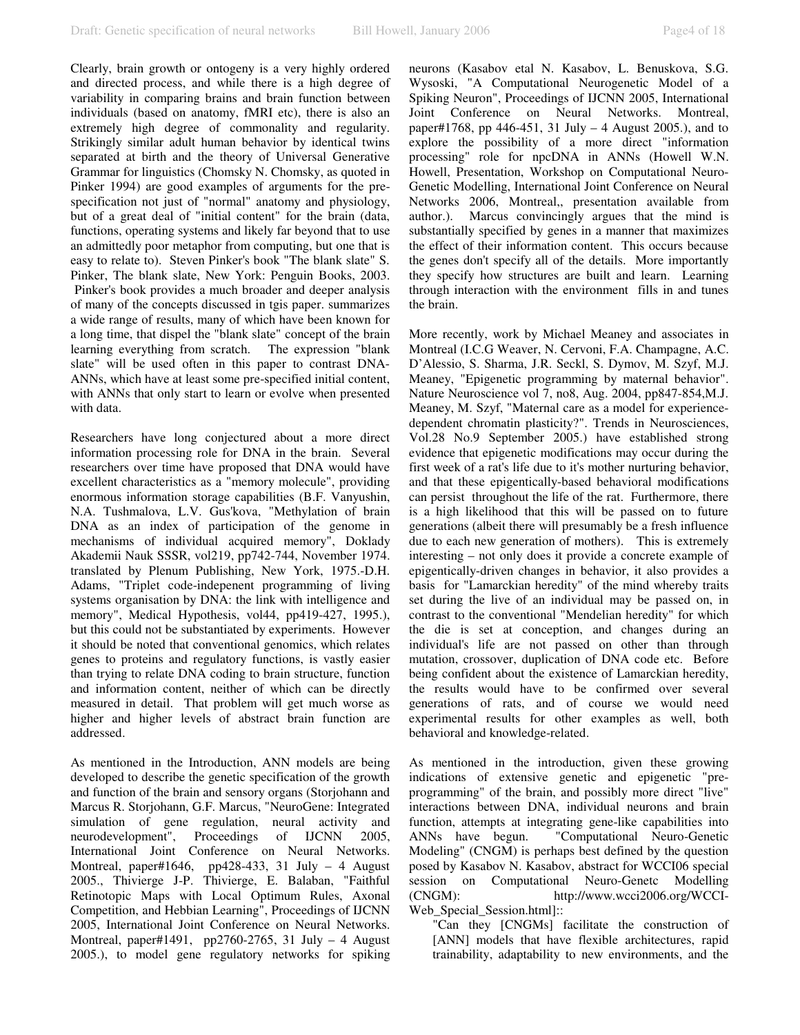Clearly, brain growth or ontogeny is a very highly ordered and directed process, and while there is a high degree of variability in comparing brains and brain function between individuals (based on anatomy, fMRI etc), there is also an extremely high degree of commonality and regularity. Strikingly similar adult human behavior by identical twins separated at birth and the theory of Universal Generative Grammar for linguistics (Chomsky N. Chomsky, as quoted in Pinker 1994) are good examples of arguments for the pre-specification not just of "normal" anatomy and physiology, but of a great deal of "initial content" for the brain (data, functions, operating systems and likely far beyond that to use an admittedly poor metaphor from computing, but one that is easy to relate to). Steven Pinker's book "The blank slate" S. Pinker, The blank slate, New York: Penguin Books, 2003. Pinker's book provides a much broader and deeper analysis of many of the concepts discussed in tgis paper. summarizes a wide range of results, many of which have been known for a long time, that dispel the "blank slate" concept of the brain learning everything from scratch. The expression "blank slate" will be used often in this paper to contrast DNA-ANNs, which have at least some pre-specified initial content, with ANNs that only start to learn or evolve when presented with data.

Researchers have long conjectured about a more direct information processing role for DNA in the brain. Several researchers over time have proposed that DNA would have excellent characteristics as a "memory molecule", providing enormous information storage capabilities (B.F. Vanyushin, N.A. Tushmalova, L.V. Gus'kova, "Methylation of brain DNA as an index of participation of the genome in mechanisms of individual acquired memory", Doklady Akademii Nauk SSSR, vol219, pp742-744, November 1974. translated by Plenum Publishing, New York, 1975.-D.H. Adams, "Triplet code-indepenent programming of living systems organisation by DNA: the link with intelligence and memory", Medical Hypothesis, vol44, pp419-427, 1995.), but this could not be substantiated by experiments. However it should be noted that conventional genomics, which relates genes to proteins and regulatory functions, is vastly easier than trying to relate DNA coding to brain structure, function and information content, neither of which can be directly measured in detail. That problem will get much worse as higher and higher levels of abstract brain function are addressed.

As mentioned in the Introduction, ANN models are being developed to describe the genetic specification of the growth and function of the brain and sensory organs (Storjohann and Marcus R. Storjohann, G.F. Marcus, "NeuroGene: Integrated simulation of gene regulation, neural activity and neurodevelopment", Proceedings of IJCNN 2005, International Joint Conference on Neural Networks. Montreal, paper#1646, pp428-433, 31 July – 4 August 2005., Thivierge J-P. Thivierge, E. Balaban, "Faithful Retinotopic Maps with Local Optimum Rules, Axonal Competition, and Hebbian Learning", Proceedings of IJCNN 2005, International Joint Conference on Neural Networks. Montreal, paper#1491, pp2760-2765, 31 July – 4 August 2005.), to model gene regulatory networks for spiking neurons (Kasabov etal N. Kasabov, L. Benuskova, S.G. Wysoski, "A Computational Neurogenetic Model of a Spiking Neuron", Proceedings of IJCNN 2005, International Joint Conference on Neural Networks. Montreal, paper#1768, pp 446-451, 31 July – 4 August 2005.), and to explore the possibility of a more direct "information processing" role for npcDNA in ANNs (Howell W.N. Howell, Presentation, Workshop on Computational Neuro-Genetic Modelling, International Joint Conference on Neural Networks 2006, Montreal,, presentation available from author.). Marcus convincingly argues that the mind is substantially specified by genes in a manner that maximizes the effect of their information content. This occurs because the genes don't specify all of the details. More importantly they specify how structures are built and learn. Learning through interaction with the environment fills in and tunes the brain.

More recently, work by Michael Meaney and associates in Montreal (I.C.G Weaver, N. Cervoni, F.A. Champagne, A.C. D'Alessio, S. Sharma, J.R. Seckl, S. Dymov, M. Szyf, M.J. Meaney, "Epigenetic programming by maternal behavior". Nature Neuroscience vol 7, no8, Aug. 2004, pp847-854,M.J. Meaney, M. Szyf, "Maternal care as a model for experience-dependent chromatin plasticity?". Trends in Neurosciences, Vol.28 No.9 September 2005.) have established strong evidence that epigenetic modifications may occur during the first week of a rat's life due to it's mother nurturing behavior, and that these epigentically-based behavioral modifications can persist throughout the life of the rat. Furthermore, there is a high likelihood that this will be passed on to future generations (albeit there will presumably be a fresh influence due to each new generation of mothers). This is extremely interesting – not only does it provide a concrete example of epigentically-driven changes in behavior, it also provides a basis for "Lamarckian heredity" of the mind whereby traits set during the live of an individual may be passed on, in contrast to the conventional "Mendelian heredity" for which the die is set at conception, and changes during an individual's life are not passed on other than through mutation, crossover, duplication of DNA code etc. Before being confident about the existence of Lamarckian heredity, the results would have to be confirmed over several generations of rats, and of course we would need experimental results for other examples as well, both behavioral and knowledge-related.

As mentioned in the introduction, given these growing indications of extensive genetic and epigenetic "pre-programming" of the brain, and possibly more direct "live" interactions between DNA, individual neurons and brain function, attempts at integrating gene-like capabilities into ANNs have begun. "Computational Neuro-Genetic Modeling" (CNGM) is perhaps best defined by the question posed by Kasabov N. Kasabov, abstract for WCCI06 special session on Computational Neuro-Genetc Modelling (CNGM): http://www.wcci2006.org/WCCI-Web_Special_Session.html]::

> "Can they [CNGMs] facilitate the construction of [ANN] models that have flexible architectures, rapid trainability, adaptability to new environments, and the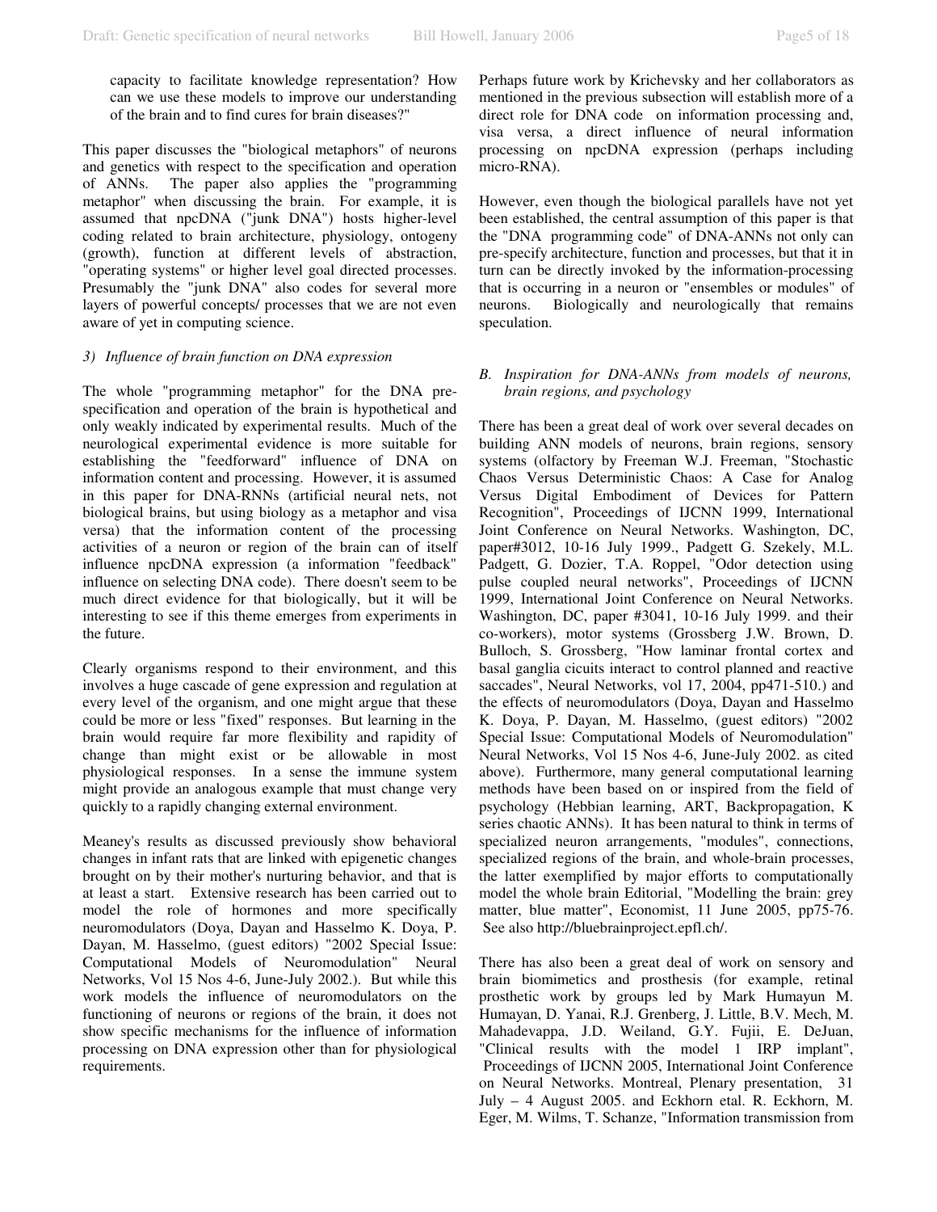capacity to facilitate knowledge representation? How can we use these models to improve our understanding of the brain and to find cures for brain diseases?"

This paper discusses the "biological metaphors" of neurons and genetics with respect to the specification and operation of ANNs. The paper also applies the "programming metaphor" when discussing the brain. For example, it is assumed that npcDNA ("junk DNA") hosts higher-level coding related to brain architecture, physiology, ontogeny (growth), function at different levels of abstraction, "operating systems" or higher level goal directed processes. Presumably the "junk DNA" also codes for several more layers of powerful concepts/ processes that we are not even aware of yet in computing science.

### *3) Influence of brain function on DNA expression*

The whole "programming metaphor" for the DNA pre-specification and operation of the brain is hypothetical and only weakly indicated by experimental results. Much of the neurological experimental evidence is more suitable for establishing the "feedforward" influence of DNA on information content and processing. However, it is assumed in this paper for DNA-RNNs (artificial neural nets, not biological brains, but using biology as a metaphor and visa versa) that the information content of the processing activities of a neuron or region of the brain can of itself influence npcDNA expression (a information "feedback" influence on selecting DNA code). There doesn't seem to be much direct evidence for that biologically, but it will be interesting to see if this theme emerges from experiments in the future.

Clearly organisms respond to their environment, and this involves a huge cascade of gene expression and regulation at every level of the organism, and one might argue that these could be more or less "fixed" responses. But learning in the brain would require far more flexibility and rapidity of change than might exist or be allowable in most physiological responses. In a sense the immune system might provide an analogous example that must change very quickly to a rapidly changing external environment.

Meaney's results as discussed previously show behavioral changes in infant rats that are linked with epigenetic changes brought on by their mother's nurturing behavior, and that is at least a start. Extensive research has been carried out to model the role of hormones and more specifically neuromodulators (Doya, Dayan and Hasselmo K. Doya, P. Dayan, M. Hasselmo, (guest editors) "2002 Special Issue: Computational Models of Neuromodulation" Neural Networks, Vol 15 Nos 4-6, June-July 2002.). But while this work models the influence of neuromodulators on the functioning of neurons or regions of the brain, it does not show specific mechanisms for the influence of information processing on DNA expression other than for physiological requirements.

Perhaps future work by Krichevsky and her collaborators as mentioned in the previous subsection will establish more of a direct role for DNA code on information processing and, visa versa, a direct influence of neural information processing on npcDNA expression (perhaps including micro-RNA).

However, even though the biological parallels have not yet been established, the central assumption of this paper is that the "DNA programming code" of DNA-ANNs not only can pre-specify architecture, function and processes, but that it in turn can be directly invoked by the information-processing that is occurring in a neuron or "ensembles or modules" of neurons. Biologically and neurologically that remains speculation.

### *B. Inspiration for DNA-ANNs from models of neurons, brain regions, and psychology*

There has been a great deal of work over several decades on building ANN models of neurons, brain regions, sensory systems (olfactory by Freeman W.J. Freeman, "Stochastic Chaos Versus Deterministic Chaos: A Case for Analog Versus Digital Embodiment of Devices for Pattern Recognition", Proceedings of IJCNN 1999, International Joint Conference on Neural Networks. Washington, DC, paper#3012, 10-16 July 1999., Padgett G. Szekely, M.L. Padgett, G. Dozier, T.A. Roppel, "Odor detection using pulse coupled neural networks", Proceedings of IJCNN 1999, International Joint Conference on Neural Networks. Washington, DC, paper #3041, 10-16 July 1999. and their co-workers), motor systems (Grossberg J.W. Brown, D. Bulloch, S. Grossberg, "How laminar frontal cortex and basal ganglia cicuits interact to control planned and reactive saccades", Neural Networks, vol 17, 2004, pp471-510.) and the effects of neuromodulators (Doya, Dayan and Hasselmo K. Doya, P. Dayan, M. Hasselmo, (guest editors) "2002 Special Issue: Computational Models of Neuromodulation" Neural Networks, Vol 15 Nos 4-6, June-July 2002. as cited above). Furthermore, many general computational learning methods have been based on or inspired from the field of psychology (Hebbian learning, ART, Backpropagation, K series chaotic ANNs). It has been natural to think in terms of specialized neuron arrangements, "modules", connections, specialized regions of the brain, and whole-brain processes, the latter exemplified by major efforts to computationally model the whole brain Editorial, "Modelling the brain: grey matter, blue matter", Economist, 11 June 2005, pp75-76. See also http://bluebrainproject.epfl.ch/.

There has also been a great deal of work on sensory and brain biomimetics and prosthesis (for example, retinal prosthetic work by groups led by Mark Humayun M. Humayan, D. Yanai, R.J. Grenberg, J. Little, B.V. Mech, M. Mahadevappa, J.D. Weiland, G.Y. Fujii, E. DeJuan, "Clinical results with the model 1 IRP implant", Proceedings of IJCNN 2005, International Joint Conference on Neural Networks. Montreal, Plenary presentation, 31 July – 4 August 2005. and Eckhorn etal. R. Eckhorn, M. Eger, M. Wilms, T. Schanze, "Information transmission from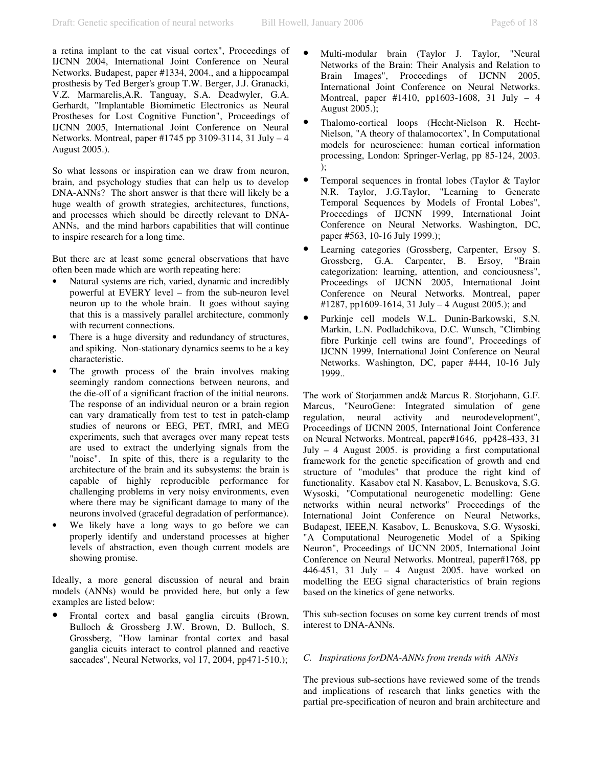a retina implant to the cat visual cortex", Proceedings of IJCNN 2004, International Joint Conference on Neural Networks. Budapest, paper #1334, 2004., and a hippocampal prosthesis by Ted Berger's group T.W. Berger, J.J. Granacki, V.Z. Marmarelis,A.R. Tanguay, S.A. Deadwyler, G.A. Gerhardt, "Implantable Biomimetic Electronics as Neural Prostheses for Lost Cognitive Function", Proceedings of IJCNN 2005, International Joint Conference on Neural Networks. Montreal, paper #1745 pp 3109-3114, 31 July – 4 August 2005.).

So what lessons or inspiration can we draw from neuron, brain, and psychology studies that can help us to develop DNA-ANNs? The short answer is that there will likely be a huge wealth of growth strategies, architectures, functions, and processes which should be directly relevant to DNA-ANNs, and the mind harbors capabilities that will continue to inspire research for a long time.

But there are at least some general observations that have often been made which are worth repeating here:

- Natural systems are rich, varied, dynamic and incredibly powerful at EVERY level – from the sub-neuron level neuron up to the whole brain. It goes without saying that this is a massively parallel architecture, commonly with recurrent connections.
- There is a huge diversity and redundancy of structures, and spiking. Non-stationary dynamics seems to be a key characteristic.
- The growth process of the brain involves making seemingly random connections between neurons, and the die-off of a significant fraction of the initial neurons. The response of an individual neuron or a brain region can vary dramatically from test to test in patch-clamp studies of neurons or EEG, PET, fMRI, and MEG experiments, such that averages over many repeat tests are used to extract the underlying signals from the "noise". In spite of this, there is a regularity to the architecture of the brain and its subsystems: the brain is capable of highly reproducible performance for challenging problems in very noisy environments, even where there may be significant damage to many of the neurons involved (graceful degradation of performance).
- We likely have a long ways to go before we can properly identify and understand processes at higher levels of abstraction, even though current models are showing promise.

Ideally, a more general discussion of neural and brain models (ANNs) would be provided here, but only a few examples are listed below:

- Frontal cortex and basal ganglia circuits (Brown, Bulloch & Grossberg J.W. Brown, D. Bulloch, S. Grossberg, "How laminar frontal cortex and basal ganglia cicuits interact to control planned and reactive saccades", Neural Networks, vol 17, 2004, pp471-510.);
- Multi-modular brain (Taylor J. Taylor, "Neural Networks of the Brain: Their Analysis and Relation to Brain Images", Proceedings of IJCNN 2005, International Joint Conference on Neural Networks. Montreal, paper #1410, pp1603-1608, 31 July – 4 August 2005.);
- Thalomo-cortical loops (Hecht-Nielson R. Hecht-Nielson, "A theory of thalamocortex", In Computational models for neuroscience: human cortical information processing, London: Springer-Verlag, pp 85-124, 2003. );
- Temporal sequences in frontal lobes (Taylor & Taylor N.R. Taylor, J.G.Taylor, "Learning to Generate Temporal Sequences by Models of Frontal Lobes", Proceedings of IJCNN 1999, International Joint Conference on Neural Networks. Washington, DC, paper #563, 10-16 July 1999.);
- Learning categories (Grossberg, Carpenter, Ersoy S. Grossberg, G.A. Carpenter, B. Ersoy, "Brain categorization: learning, attention, and conciousness", Proceedings of IJCNN 2005, International Joint Conference on Neural Networks. Montreal, paper #1287, pp1609-1614, 31 July – 4 August 2005.); and
- Purkinje cell models W.L. Dunin-Barkowski, S.N. Markin, L.N. Podladchikova, D.C. Wunsch, "Climbing fibre Purkinje cell twins are found", Proceedings of IJCNN 1999, International Joint Conference on Neural Networks. Washington, DC, paper #444, 10-16 July 1999..

The work of Storjammen and& Marcus R. Storjohann, G.F. Marcus, "NeuroGene: Integrated simulation of gene regulation, neural activity and neurodevelopment", Proceedings of IJCNN 2005, International Joint Conference on Neural Networks. Montreal, paper#1646, pp428-433, 31 July – 4 August 2005. is providing a first computational framework for the genetic specification of growth and end structure of "modules" that produce the right kind of functionality. Kasabov etal N. Kasabov, L. Benuskova, S.G. Wysoski, "Computational neurogenetic modelling: Gene networks within neural networks" Proceedings of the International Joint Conference on Neural Networks, Budapest, IEEE,N. Kasabov, L. Benuskova, S.G. Wysoski, "A Computational Neurogenetic Model of a Spiking Neuron", Proceedings of IJCNN 2005, International Joint Conference on Neural Networks. Montreal, paper#1768, pp 446-451, 31 July – 4 August 2005. have worked on modelling the EEG signal characteristics of brain regions based on the kinetics of gene networks.

This sub-section focuses on some key current trends of most interest to DNA-ANNs.

### *C. Inspirations forDNA-ANNs from trends with ANNs*

The previous sub-sections have reviewed some of the trends and implications of research that links genetics with the partial pre-specification of neuron and brain architecture and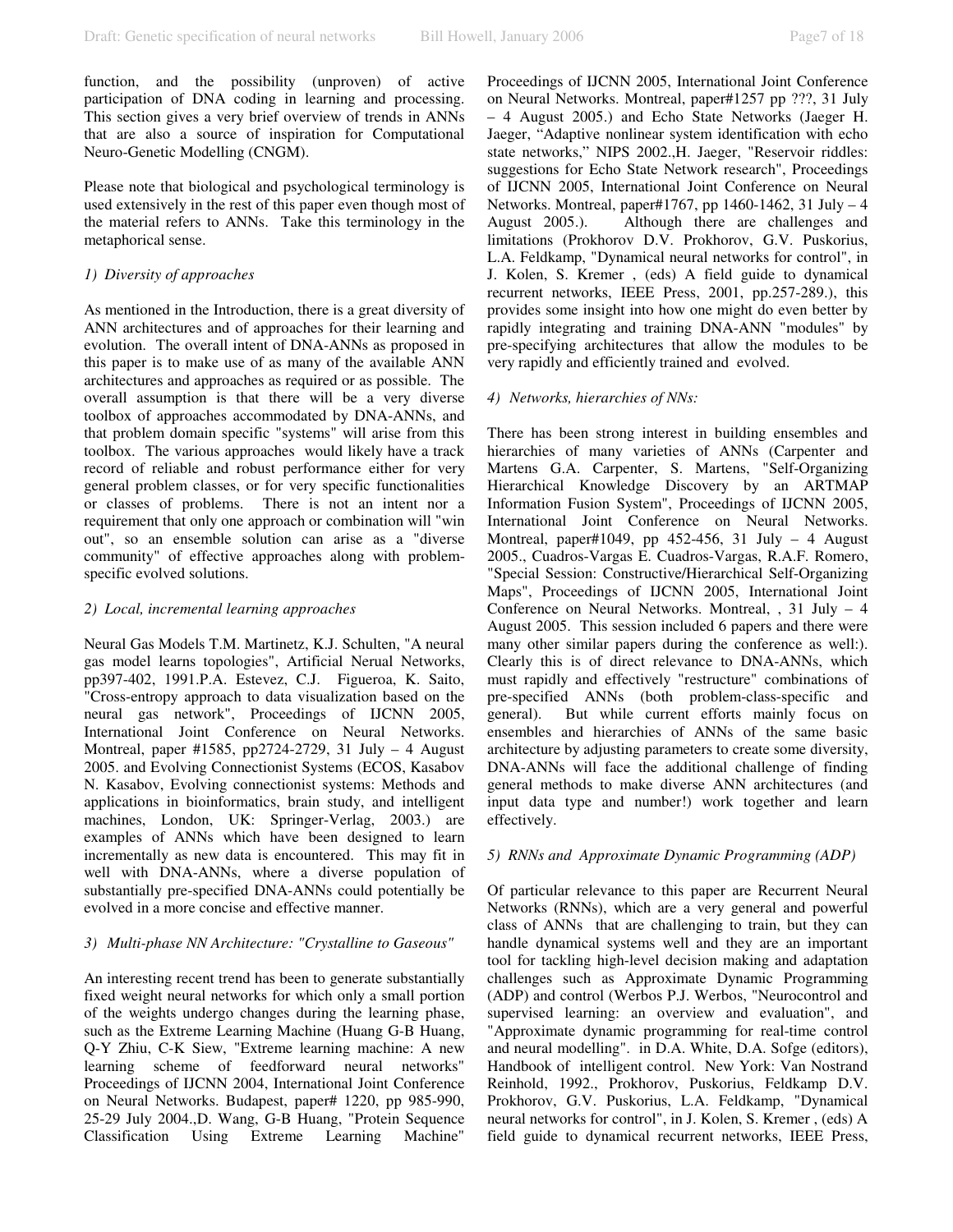function, and the possibility (unproven) of active participation of DNA coding in learning and processing. This section gives a very brief overview of trends in ANNs that are also a source of inspiration for Computational Neuro-Genetic Modelling (CNGM).

Please note that biological and psychological terminology is used extensively in the rest of this paper even though most of the material refers to ANNs. Take this terminology in the metaphorical sense.

*1) Diversity of approaches*

As mentioned in the Introduction, there is a great diversity of ANN architectures and of approaches for their learning and evolution. The overall intent of DNA-ANNs as proposed in this paper is to make use of as many of the available ANN architectures and approaches as required or as possible. The overall assumption is that there will be a very diverse toolbox of approaches accommodated by DNA-ANNs, and that problem domain specific "systems" will arise from this toolbox. The various approaches would likely have a track record of reliable and robust performance either for very general problem classes, or for very specific functionalities or classes of problems. There is not an intent nor a requirement that only one approach or combination will "win out", so an ensemble solution can arise as a "diverse community" of effective approaches along with problem-specific evolved solutions.

*2) Local, incremental learning approaches*

Neural Gas Models T.M. Martinetz, K.J. Schulten, "A neural gas model learns topologies", Artificial Nerual Networks, pp397-402, 1991.P.A. Estevez, C.J. Figueroa, K. Saito, "Cross-entropy approach to data visualization based on the neural gas network", Proceedings of IJCNN 2005, International Joint Conference on Neural Networks. Montreal, paper #1585, pp2724-2729, 31 July – 4 August 2005. and Evolving Connectionist Systems (ECOS, Kasabov N. Kasabov, Evolving connectionist systems: Methods and applications in bioinformatics, brain study, and intelligent machines, London, UK: Springer-Verlag, 2003.) are examples of ANNs which have been designed to learn incrementally as new data is encountered. This may fit in well with DNA-ANNs, where a diverse population of substantially pre-specified DNA-ANNs could potentially be evolved in a more concise and effective manner.

*3) Multi-phase NN Architecture: "Crystalline to Gaseous"*

An interesting recent trend has been to generate substantially fixed weight neural networks for which only a small portion of the weights undergo changes during the learning phase, such as the Extreme Learning Machine (Huang G-B Huang, Q-Y Zhiu, C-K Siew, "Extreme learning machine: A new learning scheme of feedforward neural networks" Proceedings of IJCNN 2004, International Joint Conference on Neural Networks. Budapest, paper# 1220, pp 985-990, 25-29 July 2004.,D. Wang, G-B Huang, "Protein Sequence Classification Using Extreme Learning Machine" Proceedings of IJCNN 2005, International Joint Conference on Neural Networks. Montreal, paper#1257 pp ???, 31 July – 4 August 2005.) and Echo State Networks (Jaeger H. Jaeger, "Adaptive nonlinear system identification with echo state networks," NIPS 2002.,H. Jaeger, "Reservoir riddles: suggestions for Echo State Network research", Proceedings of IJCNN 2005, International Joint Conference on Neural Networks. Montreal, paper#1767, pp 1460-1462, 31 July – 4 August 2005.). Although there are challenges and limitations (Prokhorov D.V. Prokhorov, G.V. Puskorius, L.A. Feldkamp, "Dynamical neural networks for control", in J. Kolen, S. Kremer , (eds) A field guide to dynamical recurrent networks, IEEE Press, 2001, pp.257-289.), this provides some insight into how one might do even better by rapidly integrating and training DNA-ANN "modules" by pre-specifying architectures that allow the modules to be very rapidly and efficiently trained and evolved.

*4) Networks, hierarchies of NNs:*

There has been strong interest in building ensembles and hierarchies of many varieties of ANNs (Carpenter and Martens G.A. Carpenter, S. Martens, "Self-Organizing Hierarchical Knowledge Discovery by an ARTMAP Information Fusion System", Proceedings of IJCNN 2005, International Joint Conference on Neural Networks. Montreal, paper#1049, pp 452-456, 31 July – 4 August 2005., Cuadros-Vargas E. Cuadros-Vargas, R.A.F. Romero, "Special Session: Constructive/Hierarchical Self-Organizing Maps", Proceedings of IJCNN 2005, International Joint Conference on Neural Networks. Montreal, , 31 July – 4 August 2005. This session included 6 papers and there were many other similar papers during the conference as well:). Clearly this is of direct relevance to DNA-ANNs, which must rapidly and effectively "restructure" combinations of pre-specified ANNs (both problem-class-specific and general). But while current efforts mainly focus on ensembles and hierarchies of ANNs of the same basic architecture by adjusting parameters to create some diversity, DNA-ANNs will face the additional challenge of finding general methods to make diverse ANN architectures (and input data type and number!) work together and learn effectively.

*5) RNNs and Approximate Dynamic Programming (ADP)*

Of particular relevance to this paper are Recurrent Neural Networks (RNNs), which are a very general and powerful class of ANNs that are challenging to train, but they can handle dynamical systems well and they are an important tool for tackling high-level decision making and adaptation challenges such as Approximate Dynamic Programming (ADP) and control (Werbos P.J. Werbos, "Neurocontrol and supervised learning: an overview and evaluation", and "Approximate dynamic programming for real-time control and neural modelling". in D.A. White, D.A. Sofge (editors), Handbook of intelligent control. New York: Van Nostrand Reinhold, 1992., Prokhorov, Puskorius, Feldkamp D.V. Prokhorov, G.V. Puskorius, L.A. Feldkamp, "Dynamical neural networks for control", in J. Kolen, S. Kremer , (eds) A field guide to dynamical recurrent networks, IEEE Press,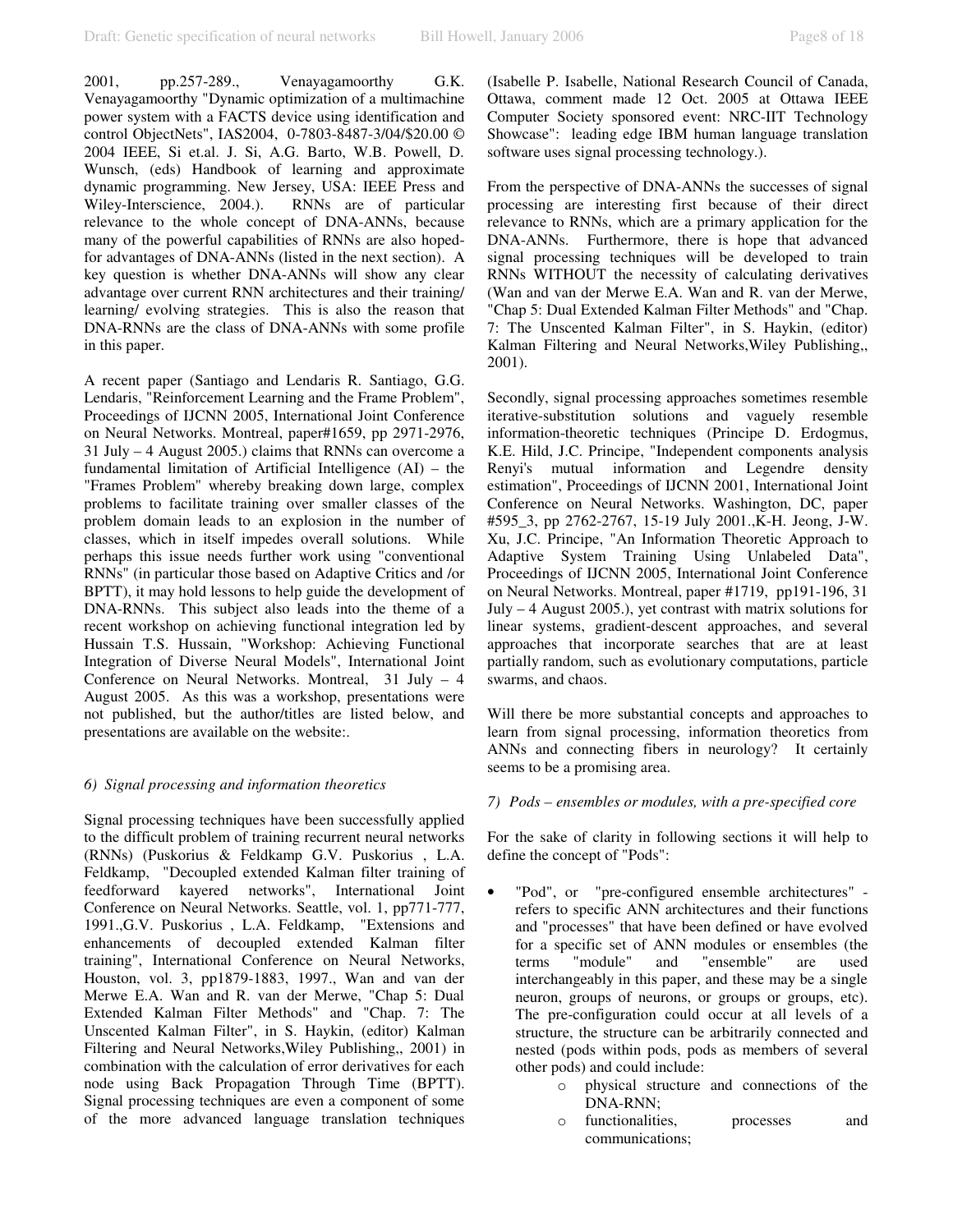2001, pp.257-289., Venayagamoorthy G.K. Venayagamoorthy "Dynamic optimization of a multimachine power system with a FACTS device using identification and control ObjectNets", IAS2004, 0-7803-8487-3/04/$20.00 © 2004 IEEE, Si et.al. J. Si, A.G. Barto, W.B. Powell, D. Wunsch, (eds) Handbook of learning and approximate dynamic programming. New Jersey, USA: IEEE Press and Wiley-Interscience, 2004.). RNNs are of particular relevance to the whole concept of DNA-ANNs, because many of the powerful capabilities of RNNs are also hoped-for advantages of DNA-ANNs (listed in the next section). A key question is whether DNA-ANNs will show any clear advantage over current RNN architectures and their training/ learning/ evolving strategies. This is also the reason that DNA-RNNs are the class of DNA-ANNs with some profile in this paper.

A recent paper (Santiago and Lendaris R. Santiago, G.G. Lendaris, "Reinforcement Learning and the Frame Problem", Proceedings of IJCNN 2005, International Joint Conference on Neural Networks. Montreal, paper#1659, pp 2971-2976, 31 July – 4 August 2005.) claims that RNNs can overcome a fundamental limitation of Artificial Intelligence (AI) – the "Frames Problem" whereby breaking down large, complex problems to facilitate training over smaller classes of the problem domain leads to an explosion in the number of classes, which in itself impedes overall solutions. While perhaps this issue needs further work using "conventional RNNs" (in particular those based on Adaptive Critics and /or BPTT), it may hold lessons to help guide the development of DNA-RNNs. This subject also leads into the theme of a recent workshop on achieving functional integration led by Hussain T.S. Hussain, "Workshop: Achieving Functional Integration of Diverse Neural Models", International Joint Conference on Neural Networks. Montreal, 31 July – 4 August 2005. As this was a workshop, presentations were not published, but the author/titles are listed below, and presentations are available on the website:.

*6) Signal processing and information theoretics*

Signal processing techniques have been successfully applied to the difficult problem of training recurrent neural networks (RNNs) (Puskorius & Feldkamp G.V. Puskorius , L.A. Feldkamp, "Decoupled extended Kalman filter training of feedforward kayered networks", International Joint Conference on Neural Networks. Seattle, vol. 1, pp771-777, 1991.,G.V. Puskorius , L.A. Feldkamp, "Extensions and enhancements of decoupled extended Kalman filter training", International Conference on Neural Networks, Houston, vol. 3, pp1879-1883, 1997., Wan and van der Merwe E.A. Wan and R. van der Merwe, "Chap 5: Dual Extended Kalman Filter Methods" and "Chap. 7: The Unscented Kalman Filter", in S. Haykin, (editor) Kalman Filtering and Neural Networks,Wiley Publishing,, 2001) in combination with the calculation of error derivatives for each node using Back Propagation Through Time (BPTT). Signal processing techniques are even a component of some of the more advanced language translation techniques (Isabelle P. Isabelle, National Research Council of Canada, Ottawa, comment made 12 Oct. 2005 at Ottawa IEEE Computer Society sponsored event: NRC-IIT Technology Showcase": leading edge IBM human language translation software uses signal processing technology.).

From the perspective of DNA-ANNs the successes of signal processing are interesting first because of their direct relevance to RNNs, which are a primary application for the DNA-ANNs. Furthermore, there is hope that advanced signal processing techniques will be developed to train RNNs WITHOUT the necessity of calculating derivatives (Wan and van der Merwe E.A. Wan and R. van der Merwe, "Chap 5: Dual Extended Kalman Filter Methods" and "Chap. 7: The Unscented Kalman Filter", in S. Haykin, (editor) Kalman Filtering and Neural Networks,Wiley Publishing,, 2001).

Secondly, signal processing approaches sometimes resemble iterative-substitution solutions and vaguely resemble information-theoretic techniques (Principe D. Erdogmus, K.E. Hild, J.C. Principe, "Independent components analysis Renyi's mutual information and Legendre density estimation", Proceedings of IJCNN 2001, International Joint Conference on Neural Networks. Washington, DC, paper #595_3, pp 2762-2767, 15-19 July 2001.,K-H. Jeong, J-W. Xu, J.C. Principe, "An Information Theoretic Approach to Adaptive System Training Using Unlabeled Data", Proceedings of IJCNN 2005, International Joint Conference on Neural Networks. Montreal, paper #1719, pp191-196, 31 July – 4 August 2005.), yet contrast with matrix solutions for linear systems, gradient-descent approaches, and several approaches that incorporate searches that are at least partially random, such as evolutionary computations, particle swarms, and chaos.

Will there be more substantial concepts and approaches to learn from signal processing, information theoretics from ANNs and connecting fibers in neurology? It certainly seems to be a promising area.

*7) Pods – ensembles or modules, with a pre-specified core*

For the sake of clarity in following sections it will help to define the concept of "Pods":

- "Pod", or "pre-configured ensemble architectures" - refers to specific ANN architectures and their functions and "processes" that have been defined or have evolved for a specific set of ANN modules or ensembles (the terms "module" and "ensemble" are used interchangeably in this paper, and these may be a single neuron, groups of neurons, or groups or groups, etc). The pre-configuration could occur at all levels of a structure, the structure can be arbitrarily connected and nested (pods within pods, pods as members of several other pods) and could include:
  - physical structure and connections of the DNA-RNN;
  - functionalities, processes and communications;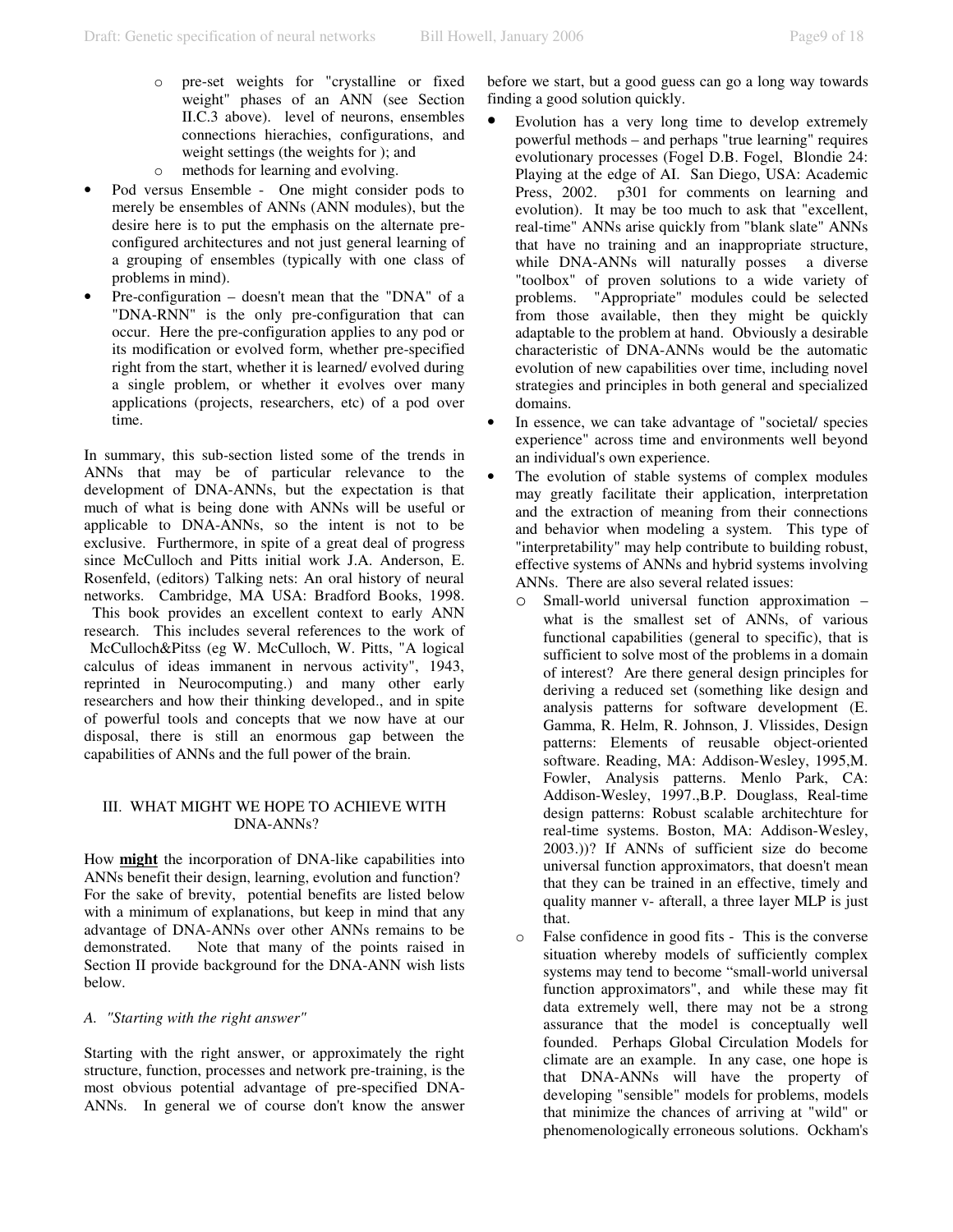- pre-set weights for "crystalline or fixed weight" phases of an ANN (see Section II.C.3 above). level of neurons, ensembles connections hierachies, configurations, and weight settings (the weights for ); and
    - methods for learning and evolving.
- Pod versus Ensemble - One might consider pods to merely be ensembles of ANNs (ANN modules), but the desire here is to put the emphasis on the alternate pre-configured architectures and not just general learning of a grouping of ensembles (typically with one class of problems in mind).
- Pre-configuration – doesn't mean that the "DNA" of a "DNA-RNN" is the only pre-configuration that can occur. Here the pre-configuration applies to any pod or its modification or evolved form, whether pre-specified right from the start, whether it is learned/ evolved during a single problem, or whether it evolves over many applications (projects, researchers, etc) of a pod over time.

In summary, this sub-section listed some of the trends in ANNs that may be of particular relevance to the development of DNA-ANNs, but the expectation is that much of what is being done with ANNs will be useful or applicable to DNA-ANNs, so the intent is not to be exclusive. Furthermore, in spite of a great deal of progress since McCulloch and Pitts initial work J.A. Anderson, E. Rosenfeld, (editors) Talking nets: An oral history of neural networks. Cambridge, MA USA: Bradford Books, 1998. This book provides an excellent context to early ANN research. This includes several references to the work of McCulloch&Pitss (eg W. McCulloch, W. Pitts, "A logical calculus of ideas immanent in nervous activity", 1943, reprinted in Neurocomputing.) and many other early researchers and how their thinking developed., and in spite of powerful tools and concepts that we now have at our disposal, there is still an enormous gap between the capabilities of ANNs and the full power of the brain.

## III. WHAT MIGHT WE HOPE TO ACHIEVE WITH DNA-ANNs?

How **might** the incorporation of DNA-like capabilities into ANNs benefit their design, learning, evolution and function? For the sake of brevity, potential benefits are listed below with a minimum of explanations, but keep in mind that any advantage of DNA-ANNs over other ANNs remains to be demonstrated. Note that many of the points raised in Section II provide background for the DNA-ANN wish lists below.

### *A. "Starting with the right answer"*

Starting with the right answer, or approximately the right structure, function, processes and network pre-training, is the most obvious potential advantage of pre-specified DNA-ANNs. In general we of course don't know the answer before we start, but a good guess can go a long way towards finding a good solution quickly.

- Evolution has a very long time to develop extremely powerful methods – and perhaps "true learning" requires evolutionary processes (Fogel D.B. Fogel, Blondie 24: Playing at the edge of AI. San Diego, USA: Academic Press, 2002. p301 for comments on learning and evolution). It may be too much to ask that "excellent, real-time" ANNs arise quickly from "blank slate" ANNs that have no training and an inappropriate structure, while DNA-ANNs will naturally posses a diverse "toolbox" of proven solutions to a wide variety of problems. "Appropriate" modules could be selected from those available, then they might be quickly adaptable to the problem at hand. Obviously a desirable characteristic of DNA-ANNs would be the automatic evolution of new capabilities over time, including novel strategies and principles in both general and specialized domains.
- In essence, we can take advantage of "societal/ species experience" across time and environments well beyond an individual's own experience.
- The evolution of stable systems of complex modules may greatly facilitate their application, interpretation and the extraction of meaning from their connections and behavior when modeling a system. This type of "interpretability" may help contribute to building robust, effective systems of ANNs and hybrid systems involving ANNs. There are also several related issues:
    - Small-world universal function approximation – what is the smallest set of ANNs, of various functional capabilities (general to specific), that is sufficient to solve most of the problems in a domain of interest? Are there general design principles for deriving a reduced set (something like design and analysis patterns for software development (E. Gamma, R. Helm, R. Johnson, J. Vlissides, Design patterns: Elements of reusable object-oriented software. Reading, MA: Addison-Wesley, 1995,M. Fowler, Analysis patterns. Menlo Park, CA: Addison-Wesley, 1997.,B.P. Douglass, Real-time design patterns: Robust scalable architechture for real-time systems. Boston, MA: Addison-Wesley, 2003.))? If ANNs of sufficient size do become universal function approximators, that doesn't mean that they can be trained in an effective, timely and quality manner v- afterall, a three layer MLP is just that.
    - False confidence in good fits - This is the converse situation whereby models of sufficiently complex systems may tend to become "small-world universal function approximators", and while these may fit data extremely well, there may not be a strong assurance that the model is conceptually well founded. Perhaps Global Circulation Models for climate are an example. In any case, one hope is that DNA-ANNs will have the property of developing "sensible" models for problems, models that minimize the chances of arriving at "wild" or phenomenologically erroneous solutions. Ockham's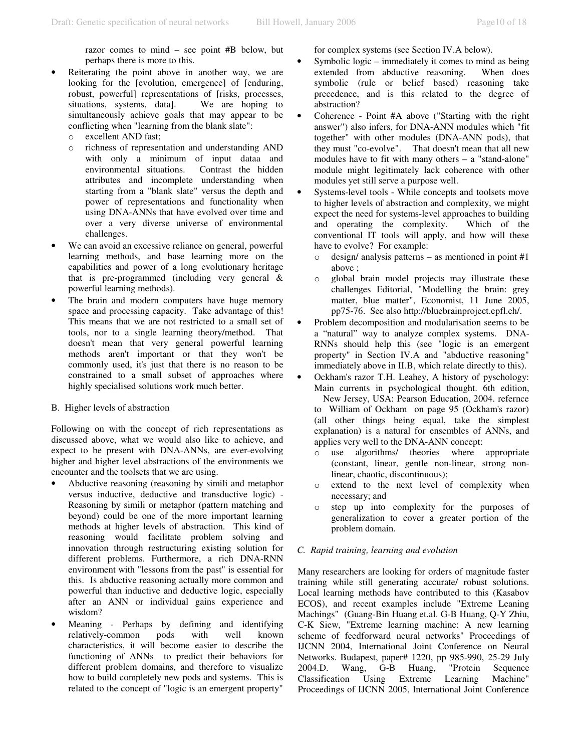razor comes to mind – see point #B below, but perhaps there is more to this.

- Reiterating the point above in another way, we are looking for the [evolution, emergence] of [enduring, robust, powerful] representations of [risks, processes, situations, systems, data]. We are hoping to simultaneously achieve goals that may appear to be conflicting when "learning from the blank slate":
  - excellent AND fast;
  - richness of representation and understanding AND with only a minimum of input dataa and environmental situations. Contrast the hidden attributes and incomplete understanding when starting from a "blank slate" versus the depth and power of representations and functionality when using DNA-ANNs that have evolved over time and over a very diverse universe of environmental challenges.
- We can avoid an excessive reliance on general, powerful learning methods, and base learning more on the capabilities and power of a long evolutionary heritage that is pre-programmed (including very general & powerful learning methods).
- The brain and modern computers have huge memory space and processing capacity. Take advantage of this! This means that we are not restricted to a small set of tools, nor to a single learning theory/method. That doesn't mean that very general powerful learning methods aren't important or that they won't be commonly used, it's just that there is no reason to be constrained to a small subset of approaches where highly specialised solutions work much better.

B. Higher levels of abstraction

Following on with the concept of rich representations as discussed above, what we would also like to achieve, and expect to be present with DNA-ANNs, are ever-evolving higher and higher level abstractions of the environments we encounter and the toolsets that we are using.

- Abductive reasoning (reasoning by simili and metaphor versus inductive, deductive and transductive logic) - Reasoning by simili or metaphor (pattern matching and beyond) could be one of the more important learning methods at higher levels of abstraction. This kind of reasoning would facilitate problem solving and innovation through restructuring existing solution for different problems. Furthermore, a rich DNA-RNN environment with "lessons from the past" is essential for this. Is abductive reasoning actually more common and powerful than inductive and deductive logic, especially after an ANN or individual gains experience and wisdom?
- Meaning - Perhaps by defining and identifying relatively-common pods with well known characteristics, it will become easier to describe the functioning of ANNs to predict their behaviors for different problem domains, and therefore to visualize how to build completely new pods and systems. This is related to the concept of "logic is an emergent property" for complex systems (see Section IV.A below).
- Symbolic logic – immediately it comes to mind as being extended from abductive reasoning. When does symbolic (rule or belief based) reasoning take precedence, and is this related to the degree of abstraction?
- Coherence - Point #A above ("Starting with the right answer") also infers, for DNA-ANN modules which "fit together" with other modules (DNA-ANN pods), that they must "co-evolve". That doesn't mean that all new modules have to fit with many others – a "stand-alone" module might legitimately lack coherence with other modules yet still serve a purpose well.
- Systems-level tools - While concepts and toolsets move to higher levels of abstraction and complexity, we might expect the need for systems-level approaches to building and operating the complexity. Which of the conventional IT tools will apply, and how will these have to evolve? For example:
  - design/ analysis patterns – as mentioned in point #1 above ;
  - global brain model projects may illustrate these challenges Editorial, "Modelling the brain: grey matter, blue matter", Economist, 11 June 2005, pp75-76. See also http://bluebrainproject.epfl.ch/.
- Problem decomposition and modularisation seems to be a "natural" way to analyze complex systems. DNA-RNNs should help this (see "logic is an emergent property" in Section IV.A and "abductive reasoning" immediately above in II.B, which relate directly to this).
- Ockham's razor T.H. Leahey, A history of pyschology: Main currents in psychological thought. 6th edition, New Jersey, USA: Pearson Education, 2004. refernce to William of Ockham on page 95 (Ockham's razor) (all other things being equal, take the simplest explanation) is a natural for ensembles of ANNs, and applies very well to the DNA-ANN concept:
  - use algorithms/ theories where appropriate (constant, linear, gentle non-linear, strong non-linear, chaotic, discontinuous);
  - extend to the next level of complexity when necessary; and
  - step up into complexity for the purposes of generalization to cover a greater portion of the problem domain.

*C. Rapid training, learning and evolution*

Many researchers are looking for orders of magnitude faster training while still generating accurate/ robust solutions. Local learning methods have contributed to this (Kasabov ECOS), and recent examples include "Extreme Leaning Machings" (Guang-Bin Huang et.al. G-B Huang, Q-Y Zhiu, C-K Siew, "Extreme learning machine: A new learning scheme of feedforward neural networks" Proceedings of IJCNN 2004, International Joint Conference on Neural Networks. Budapest, paper# 1220, pp 985-990, 25-29 July 2004.D. Wang, G-B Huang, "Protein Sequence Classification Using Extreme Learning Machine" Proceedings of IJCNN 2005, International Joint Conference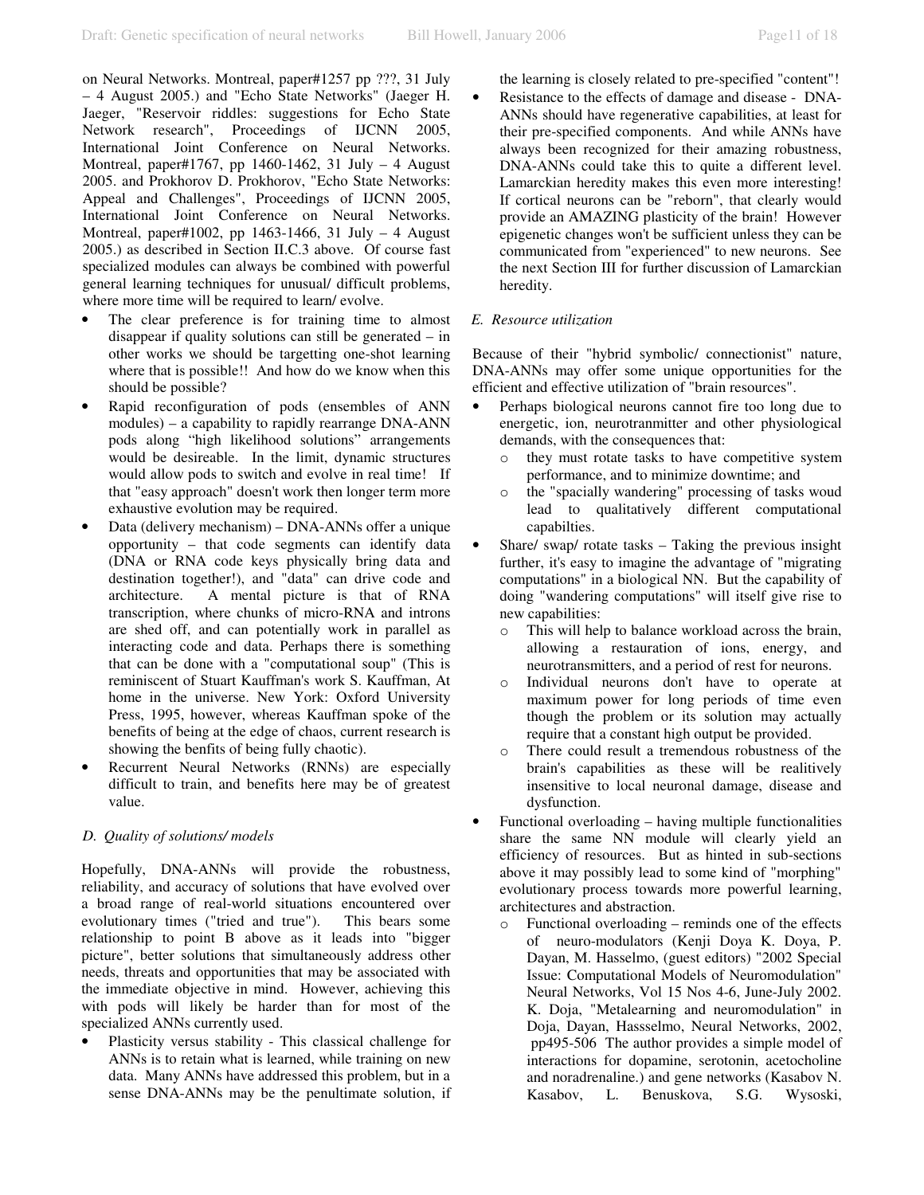on Neural Networks. Montreal, paper#1257 pp ???, 31 July – 4 August 2005.) and "Echo State Networks" (Jaeger H. Jaeger, "Reservoir riddles: suggestions for Echo State Network research", Proceedings of IJCNN 2005, International Joint Conference on Neural Networks. Montreal, paper#1767, pp 1460-1462, 31 July – 4 August 2005. and Prokhorov D. Prokhorov, "Echo State Networks: Appeal and Challenges", Proceedings of IJCNN 2005, International Joint Conference on Neural Networks. Montreal, paper#1002, pp 1463-1466, 31 July – 4 August 2005.) as described in Section II.C.3 above. Of course fast specialized modules can always be combined with powerful general learning techniques for unusual/ difficult problems, where more time will be required to learn/ evolve.

- The clear preference is for training time to almost disappear if quality solutions can still be generated – in other works we should be targetting one-shot learning where that is possible!! And how do we know when this should be possible?
- Rapid reconfiguration of pods (ensembles of ANN modules) – a capability to rapidly rearrange DNA-ANN pods along "high likelihood solutions" arrangements would be desireable. In the limit, dynamic structures would allow pods to switch and evolve in real time! If that "easy approach" doesn't work then longer term more exhaustive evolution may be required.
- Data (delivery mechanism) – DNA-ANNs offer a unique opportunity – that code segments can identify data (DNA or RNA code keys physically bring data and destination together!), and "data" can drive code and architecture. A mental picture is that of RNA transcription, where chunks of micro-RNA and introns are shed off, and can potentially work in parallel as interacting code and data. Perhaps there is something that can be done with a "computational soup" (This is reminiscent of Stuart Kauffman's work S. Kauffman, At home in the universe. New York: Oxford University Press, 1995, however, whereas Kauffman spoke of the benefits of being at the edge of chaos, current research is showing the benfits of being fully chaotic).
- Recurrent Neural Networks (RNNs) are especially difficult to train, and benefits here may be of greatest value.

### *D. Quality of solutions/ models*

Hopefully, DNA-ANNs will provide the robustness, reliability, and accuracy of solutions that have evolved over a broad range of real-world situations encountered over evolutionary times ("tried and true"). This bears some relationship to point B above as it leads into "bigger picture", better solutions that simultaneously address other needs, threats and opportunities that may be associated with the immediate objective in mind. However, achieving this with pods will likely be harder than for most of the specialized ANNs currently used.

- Plasticity versus stability - This classical challenge for ANNs is to retain what is learned, while training on new data. Many ANNs have addressed this problem, but in a sense DNA-ANNs may be the penultimate solution, if the learning is closely related to pre-specified "content"!
- Resistance to the effects of damage and disease - DNA-ANNs should have regenerative capabilities, at least for their pre-specified components. And while ANNs have always been recognized for their amazing robustness, DNA-ANNs could take this to quite a different level. Lamarckian heredity makes this even more interesting! If cortical neurons can be "reborn", that clearly would provide an AMAZING plasticity of the brain! However epigenetic changes won't be sufficient unless they can be communicated from "experienced" to new neurons. See the next Section III for further discussion of Lamarckian heredity.

### *E. Resource utilization*

Because of their "hybrid symbolic/ connectionist" nature, DNA-ANNs may offer some unique opportunities for the efficient and effective utilization of "brain resources".

- Perhaps biological neurons cannot fire too long due to energetic, ion, neurotranmitter and other physiological demands, with the consequences that:
  - they must rotate tasks to have competitive system performance, and to minimize downtime; and
  - the "spacially wandering" processing of tasks woud lead to qualitatively different computational capabilties.
- Share/ swap/ rotate tasks – Taking the previous insight further, it's easy to imagine the advantage of "migrating computations" in a biological NN. But the capability of doing "wandering computations" will itself give rise to new capabilities:
  - This will help to balance workload across the brain, allowing a restauration of ions, energy, and neurotransmitters, and a period of rest for neurons.
  - Individual neurons don't have to operate at maximum power for long periods of time even though the problem or its solution may actually require that a constant high output be provided.
  - There could result a tremendous robustness of the brain's capabilities as these will be realitively insensitive to local neuronal damage, disease and dysfunction.
- Functional overloading – having multiple functionalities share the same NN module will clearly yield an efficiency of resources. But as hinted in sub-sections above it may possibly lead to some kind of "morphing" evolutionary process towards more powerful learning, architectures and abstraction.
  - Functional overloading – reminds one of the effects of neuro-modulators (Kenji Doya K. Doya, P. Dayan, M. Hasselmo, (guest editors) "2002 Special Issue: Computational Models of Neuromodulation" Neural Networks, Vol 15 Nos 4-6, June-July 2002. K. Doja, "Metalearning and neuromodulation" in Doja, Dayan, Hassselmo, Neural Networks, 2002, pp495-506 The author provides a simple model of interactions for dopamine, serotonin, acetocholine and noradrenaline.) and gene networks (Kasabov N. Kasabov, L. Benuskova, S.G. Wysoski,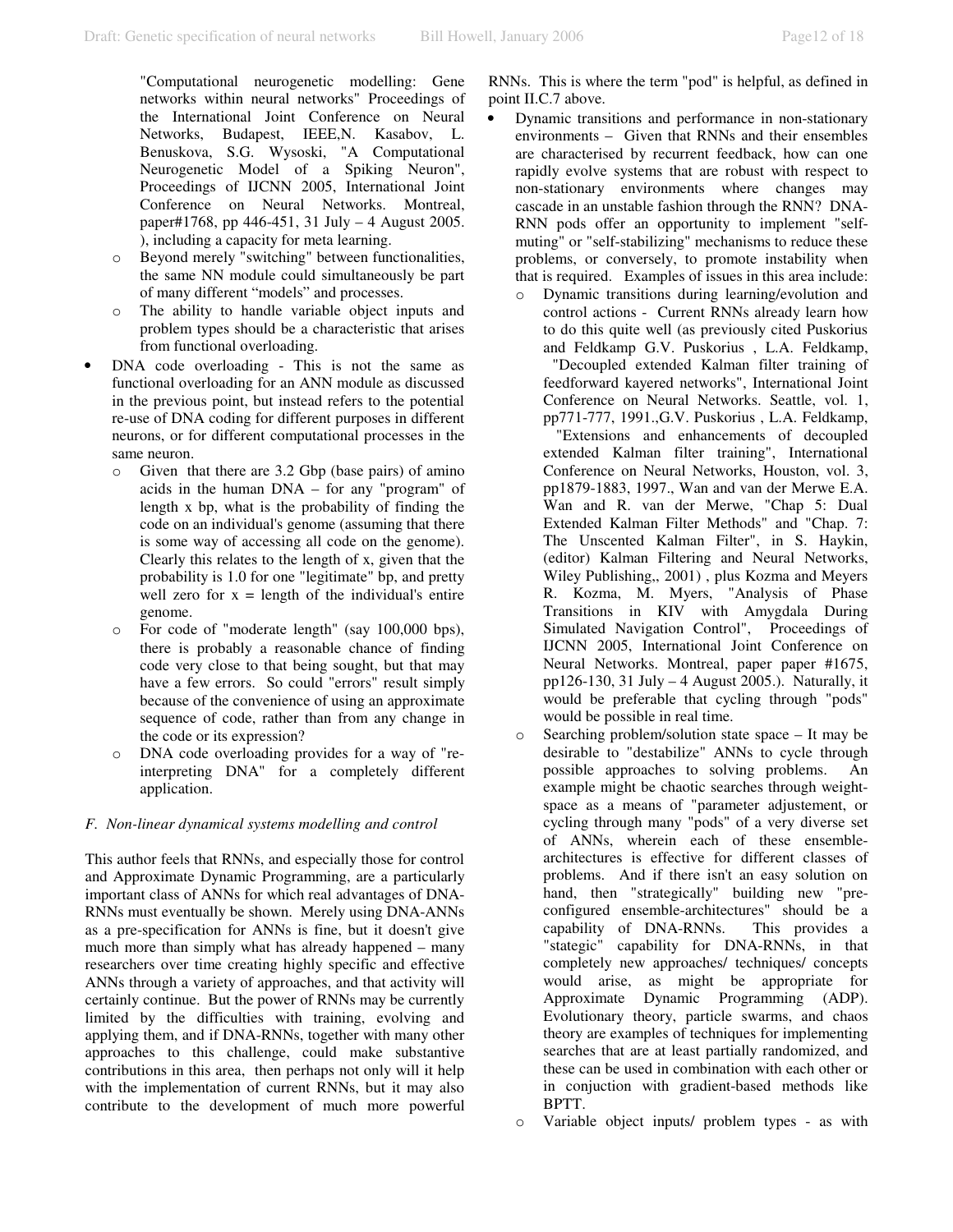"Computational neurogenetic modelling: Gene networks within neural networks" Proceedings of the International Joint Conference on Neural Networks, Budapest, IEEE,N. Kasabov, L. Benuskova, S.G. Wysoski, "A Computational Neurogenetic Model of a Spiking Neuron", Proceedings of IJCNN 2005, International Joint Conference on Neural Networks. Montreal, paper#1768, pp 446-451, 31 July – 4 August 2005. ), including a capacity for meta learning.

  - Beyond merely "switching" between functionalities, the same NN module could simultaneously be part of many different "models" and processes.
  - The ability to handle variable object inputs and problem types should be a characteristic that arises from functional overloading.

- DNA code overloading - This is not the same as functional overloading for an ANN module as discussed in the previous point, but instead refers to the potential re-use of DNA coding for different purposes in different neurons, or for different computational processes in the same neuron.
  - Given that there are 3.2 Gbp (base pairs) of amino acids in the human DNA – for any "program" of length x bp, what is the probability of finding the code on an individual's genome (assuming that there is some way of accessing all code on the genome). Clearly this relates to the length of x, given that the probability is 1.0 for one "legitimate" bp, and pretty well zero for x = length of the individual's entire genome.
  - For code of "moderate length" (say 100,000 bps), there is probably a reasonable chance of finding code very close to that being sought, but that may have a few errors. So could "errors" result simply because of the convenience of using an approximate sequence of code, rather than from any change in the code or its expression?
  - DNA code overloading provides for a way of "re-interpreting DNA" for a completely different application.

### *F. Non-linear dynamical systems modelling and control*

This author feels that RNNs, and especially those for control and Approximate Dynamic Programming, are a particularly important class of ANNs for which real advantages of DNA-RNNs must eventually be shown. Merely using DNA-ANNs as a pre-specification for ANNs is fine, but it doesn't give much more than simply what has already happened – many researchers over time creating highly specific and effective ANNs through a variety of approaches, and that activity will certainly continue. But the power of RNNs may be currently limited by the difficulties with training, evolving and applying them, and if DNA-RNNs, together with many other approaches to this challenge, could make substantive contributions in this area, then perhaps not only will it help with the implementation of current RNNs, but it may also contribute to the development of much more powerful RNNs. This is where the term "pod" is helpful, as defined in point II.C.7 above.

- Dynamic transitions and performance in non-stationary environments – Given that RNNs and their ensembles are characterised by recurrent feedback, how can one rapidly evolve systems that are robust with respect to non-stationary environments where changes may cascade in an unstable fashion through the RNN? DNA-RNN pods offer an opportunity to implement "self-muting" or "self-stabilizing" mechanisms to reduce these problems, or conversely, to promote instability when that is required. Examples of issues in this area include:
  - Dynamic transitions during learning/evolution and control actions - Current RNNs already learn how to do this quite well (as previously cited Puskorius and Feldkamp G.V. Puskorius , L.A. Feldkamp, "Decoupled extended Kalman filter training of feedforward kayered networks", International Joint Conference on Neural Networks. Seattle, vol. 1, pp771-777, 1991.,G.V. Puskorius , L.A. Feldkamp, "Extensions and enhancements of decoupled extended Kalman filter training", International Conference on Neural Networks, Houston, vol. 3, pp1879-1883, 1997., Wan and van der Merwe E.A. Wan and R. van der Merwe, "Chap 5: Dual Extended Kalman Filter Methods" and "Chap. 7: The Unscented Kalman Filter", in S. Haykin, (editor) Kalman Filtering and Neural Networks, Wiley Publishing,, 2001) , plus Kozma and Meyers R. Kozma, M. Myers, "Analysis of Phase Transitions in KIV with Amygdala During Simulated Navigation Control", Proceedings of IJCNN 2005, International Joint Conference on Neural Networks. Montreal, paper paper #1675, pp126-130, 31 July – 4 August 2005.). Naturally, it would be preferable that cycling through "pods" would be possible in real time.
  - Searching problem/solution state space – It may be desirable to "destabilize" ANNs to cycle through possible approaches to solving problems. An example might be chaotic searches through weight-space as a means of "parameter adjustement, or cycling through many "pods" of a very diverse set of ANNs, wherein each of these ensemble-architectures is effective for different classes of problems. And if there isn't an easy solution on hand, then "strategically" building new "pre-configured ensemble-architectures" should be a capability of DNA-RNNs. This provides a "stategic" capability for DNA-RNNs, in that completely new approaches/ techniques/ concepts would arise, as might be appropriate for Approximate Dynamic Programming (ADP). Evolutionary theory, particle swarms, and chaos theory are examples of techniques for implementing searches that are at least partially randomized, and these can be used in combination with each other or in conjuction with gradient-based methods like BPTT.
  - Variable object inputs/ problem types - as with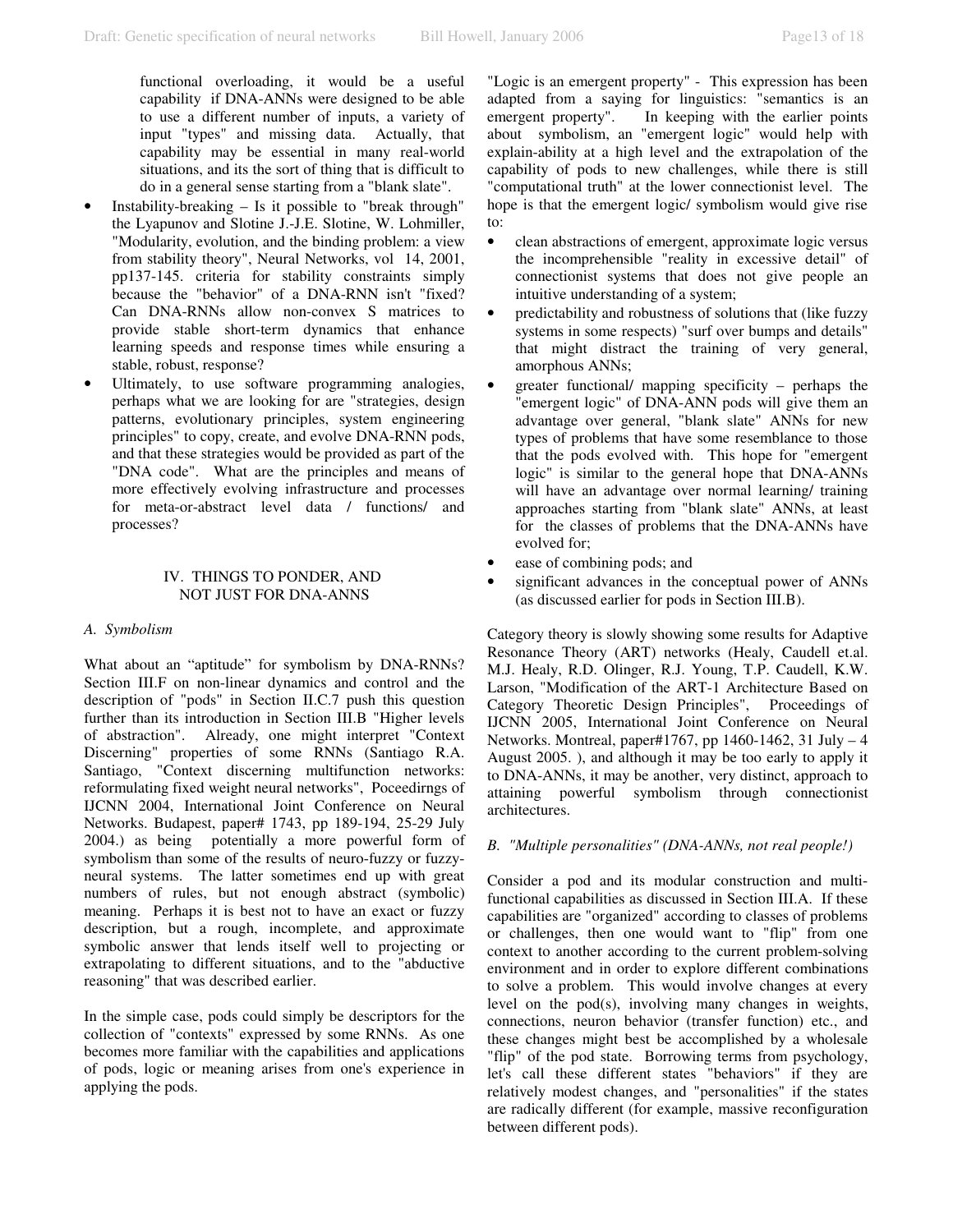functional overloading, it would be a useful capability if DNA-ANNs were designed to be able to use a different number of inputs, a variety of input "types" and missing data. Actually, that capability may be essential in many real-world situations, and its the sort of thing that is difficult to do in a general sense starting from a "blank slate".

- Instability-breaking – Is it possible to "break through" the Lyapunov and Slotine J.-J.E. Slotine, W. Lohmiller, "Modularity, evolution, and the binding problem: a view from stability theory", Neural Networks, vol 14, 2001, pp137-145. criteria for stability constraints simply because the "behavior" of a DNA-RNN isn't "fixed? Can DNA-RNNs allow non-convex S matrices to provide stable short-term dynamics that enhance learning speeds and response times while ensuring a stable, robust, response?
- Ultimately, to use software programming analogies, perhaps what we are looking for are "strategies, design patterns, evolutionary principles, system engineering principles" to copy, create, and evolve DNA-RNN pods, and that these strategies would be provided as part of the "DNA code". What are the principles and means of more effectively evolving infrastructure and processes for meta-or-abstract level data / functions/ and processes?

## IV. THINGS TO PONDER, AND NOT JUST FOR DNA-ANNS

### *A. Symbolism*

What about an "aptitude" for symbolism by DNA-RNNs? Section III.F on non-linear dynamics and control and the description of "pods" in Section II.C.7 push this question further than its introduction in Section III.B "Higher levels of abstraction". Already, one might interpret "Context Discerning" properties of some RNNs (Santiago R.A. Santiago, "Context discerning multifunction networks: reformulating fixed weight neural networks", Poceedirngs of IJCNN 2004, International Joint Conference on Neural Networks. Budapest, paper# 1743, pp 189-194, 25-29 July 2004.) as being potentially a more powerful form of symbolism than some of the results of neuro-fuzzy or fuzzy-neural systems. The latter sometimes end up with great numbers of rules, but not enough abstract (symbolic) meaning. Perhaps it is best not to have an exact or fuzzy description, but a rough, incomplete, and approximate symbolic answer that lends itself well to projecting or extrapolating to different situations, and to the "abductive reasoning" that was described earlier.

In the simple case, pods could simply be descriptors for the collection of "contexts" expressed by some RNNs. As one becomes more familiar with the capabilities and applications of pods, logic or meaning arises from one's experience in applying the pods.

"Logic is an emergent property" - This expression has been adapted from a saying for linguistics: "semantics is an emergent property". In keeping with the earlier points about symbolism, an "emergent logic" would help with explain-ability at a high level and the extrapolation of the capability of pods to new challenges, while there is still "computational truth" at the lower connectionist level. The hope is that the emergent logic/ symbolism would give rise to:

- clean abstractions of emergent, approximate logic versus the incomprehensible "reality in excessive detail" of connectionist systems that does not give people an intuitive understanding of a system;
- predictability and robustness of solutions that (like fuzzy systems in some respects) "surf over bumps and details" that might distract the training of very general, amorphous ANNs;
- greater functional/ mapping specificity – perhaps the "emergent logic" of DNA-ANN pods will give them an advantage over general, "blank slate" ANNs for new types of problems that have some resemblance to those that the pods evolved with. This hope for "emergent logic" is similar to the general hope that DNA-ANNs will have an advantage over normal learning/ training approaches starting from "blank slate" ANNs, at least for the classes of problems that the DNA-ANNs have evolved for;
- ease of combining pods; and
- significant advances in the conceptual power of ANNs (as discussed earlier for pods in Section III.B).

Category theory is slowly showing some results for Adaptive Resonance Theory (ART) networks (Healy, Caudell et.al. M.J. Healy, R.D. Olinger, R.J. Young, T.P. Caudell, K.W. Larson, "Modification of the ART-1 Architecture Based on Category Theoretic Design Principles", Proceedings of IJCNN 2005, International Joint Conference on Neural Networks. Montreal, paper#1767, pp 1460-1462, 31 July – 4 August 2005. ), and although it may be too early to apply it to DNA-ANNs, it may be another, very distinct, approach to attaining powerful symbolism through connectionist architectures.

### *B. "Multiple personalities" (DNA-ANNs, not real people!)*

Consider a pod and its modular construction and multi-functional capabilities as discussed in Section III.A. If these capabilities are "organized" according to classes of problems or challenges, then one would want to "flip" from one context to another according to the current problem-solving environment and in order to explore different combinations to solve a problem. This would involve changes at every level on the pod(s), involving many changes in weights, connections, neuron behavior (transfer function) etc., and these changes might best be accomplished by a wholesale "flip" of the pod state. Borrowing terms from psychology, let's call these different states "behaviors" if they are relatively modest changes, and "personalities" if the states are radically different (for example, massive reconfiguration between different pods).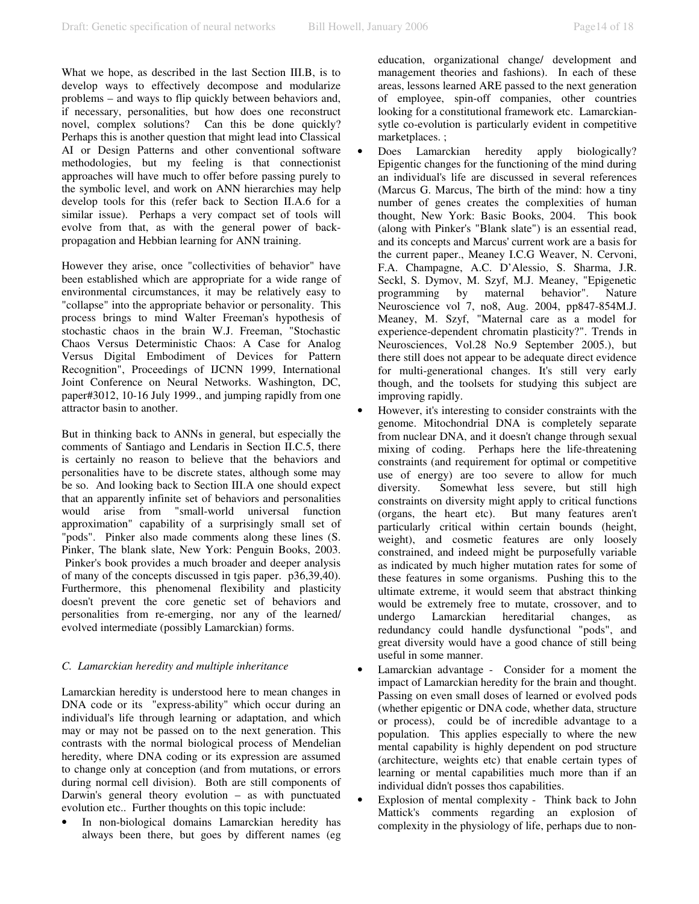What we hope, as described in the last Section III.B, is to develop ways to effectively decompose and modularize problems – and ways to flip quickly between behaviors and, if necessary, personalities, but how does one reconstruct novel, complex solutions? Can this be done quickly? Perhaps this is another question that might lead into Classical AI or Design Patterns and other conventional software methodologies, but my feeling is that connectionist approaches will have much to offer before passing purely to the symbolic level, and work on ANN hierarchies may help develop tools for this (refer back to Section II.A.6 for a similar issue). Perhaps a very compact set of tools will evolve from that, as with the general power of back-propagation and Hebbian learning for ANN training.

However they arise, once "collectivities of behavior" have been established which are appropriate for a wide range of environmental circumstances, it may be relatively easy to "collapse" into the appropriate behavior or personality. This process brings to mind Walter Freeman's hypothesis of stochastic chaos in the brain W.J. Freeman, "Stochastic Chaos Versus Deterministic Chaos: A Case for Analog Versus Digital Embodiment of Devices for Pattern Recognition", Proceedings of IJCNN 1999, International Joint Conference on Neural Networks. Washington, DC, paper#3012, 10-16 July 1999., and jumping rapidly from one attractor basin to another.

But in thinking back to ANNs in general, but especially the comments of Santiago and Lendaris in Section II.C.5, there is certainly no reason to believe that the behaviors and personalities have to be discrete states, although some may be so. And looking back to Section III.A one should expect that an apparently infinite set of behaviors and personalities would arise from "small-world universal function approximation" capability of a surprisingly small set of "pods". Pinker also made comments along these lines (S. Pinker, The blank slate, New York: Penguin Books, 2003. Pinker's book provides a much broader and deeper analysis of many of the concepts discussed in tgis paper. p36,39,40). Furthermore, this phenomenal flexibility and plasticity doesn't prevent the core genetic set of behaviors and personalities from re-emerging, nor any of the learned/ evolved intermediate (possibly Lamarckian) forms.

### *C. Lamarckian heredity and multiple inheritance*

Lamarckian heredity is understood here to mean changes in DNA code or its "express-ability" which occur during an individual's life through learning or adaptation, and which may or may not be passed on to the next generation. This contrasts with the normal biological process of Mendelian heredity, where DNA coding or its expression are assumed to change only at conception (and from mutations, or errors during normal cell division). Both are still components of Darwin's general theory evolution – as with punctuated evolution etc.. Further thoughts on this topic include:

- In non-biological domains Lamarckian heredity has always been there, but goes by different names (eg education, organizational change/ development and management theories and fashions). In each of these areas, lessons learned ARE passed to the next generation of employee, spin-off companies, other countries looking for a constitutional framework etc. Lamarckian-sytle co-evolution is particularly evident in competitive marketplaces. ;
- Does Lamarckian heredity apply biologically? Epigentic changes for the functioning of the mind during an individual's life are discussed in several references (Marcus G. Marcus, The birth of the mind: how a tiny number of genes creates the complexities of human thought, New York: Basic Books, 2004. This book (along with Pinker's "Blank slate") is an essential read, and its concepts and Marcus' current work are a basis for the current paper., Meaney I.C.G Weaver, N. Cervoni, F.A. Champagne, A.C. D'Alessio, S. Sharma, J.R. Seckl, S. Dymov, M. Szyf, M.J. Meaney, "Epigenetic programming by maternal behavior". Nature Neuroscience vol 7, no8, Aug. 2004, pp847-854M.J. Meaney, M. Szyf, "Maternal care as a model for experience-dependent chromatin plasticity?". Trends in Neurosciences, Vol.28 No.9 September 2005.), but there still does not appear to be adequate direct evidence for multi-generational changes. It's still very early though, and the toolsets for studying this subject are improving rapidly.
- However, it's interesting to consider constraints with the genome. Mitochondrial DNA is completely separate from nuclear DNA, and it doesn't change through sexual mixing of coding. Perhaps here the life-threatening constraints (and requirement for optimal or competitive use of energy) are too severe to allow for much diversity. Somewhat less severe, but still high constraints on diversity might apply to critical functions (organs, the heart etc). But many features aren't particularly critical within certain bounds (height, weight), and cosmetic features are only loosely constrained, and indeed might be purposefully variable as indicated by much higher mutation rates for some of these features in some organisms. Pushing this to the ultimate extreme, it would seem that abstract thinking would be extremely free to mutate, crossover, and to undergo Lamarckian hereditarial changes, as redundancy could handle dysfunctional "pods", and great diversity would have a good chance of still being useful in some manner.
- Lamarckian advantage - Consider for a moment the impact of Lamarckian heredity for the brain and thought. Passing on even small doses of learned or evolved pods (whether epigentic or DNA code, whether data, structure or process), could be of incredible advantage to a population. This applies especially to where the new mental capability is highly dependent on pod structure (architecture, weights etc) that enable certain types of learning or mental capabilities much more than if an individual didn't posses thos capabilities.
- Explosion of mental complexity - Think back to John Mattick's comments regarding an explosion of complexity in the physiology of life, perhaps due to non-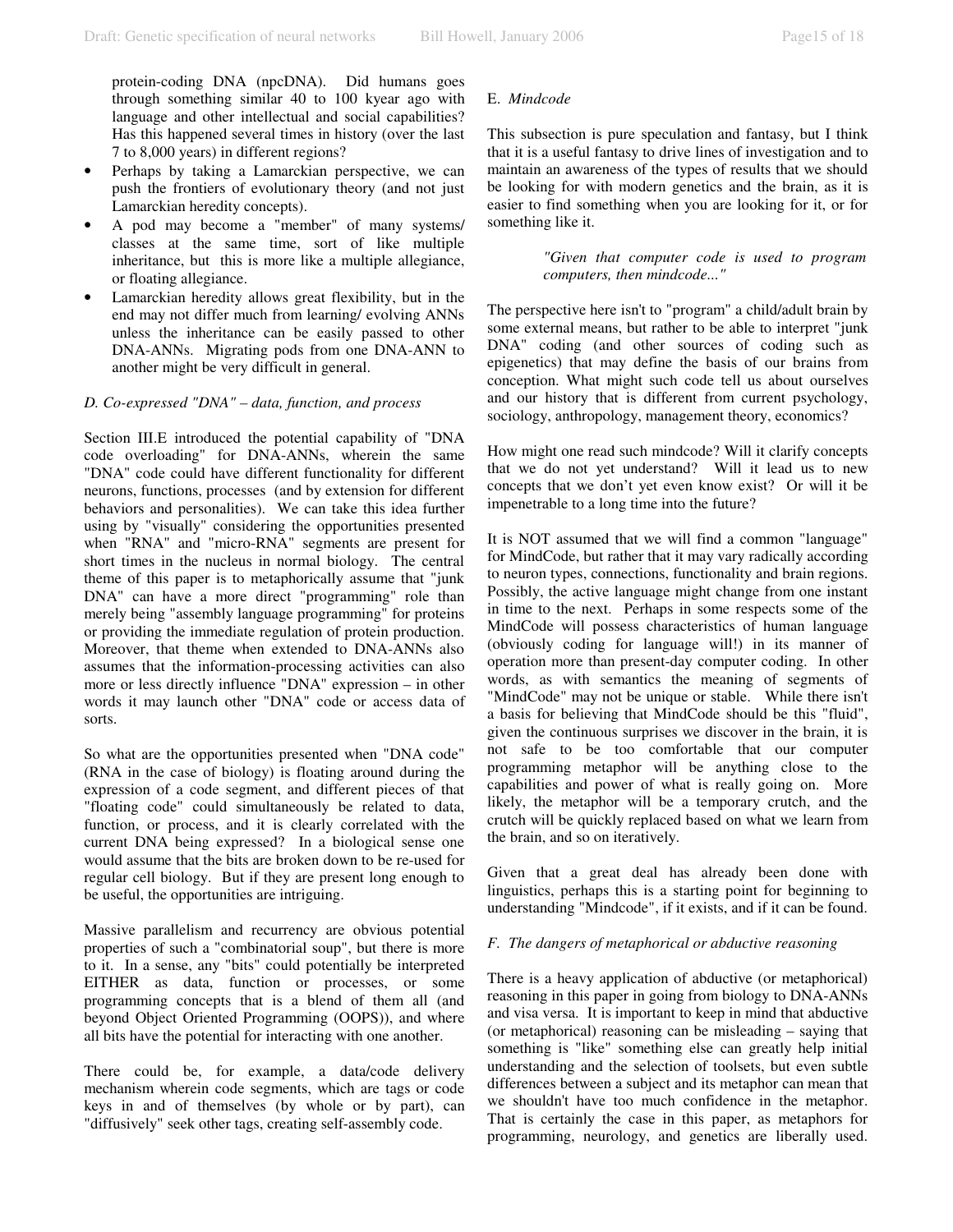protein-coding DNA (npcDNA). Did humans goes through something similar 40 to 100 kyear ago with language and other intellectual and social capabilities? Has this happened several times in history (over the last 7 to 8,000 years) in different regions?

- Perhaps by taking a Lamarckian perspective, we can push the frontiers of evolutionary theory (and not just Lamarckian heredity concepts).
- A pod may become a "member" of many systems/ classes at the same time, sort of like multiple inheritance, but this is more like a multiple allegiance, or floating allegiance.
- Lamarckian heredity allows great flexibility, but in the end may not differ much from learning/ evolving ANNs unless the inheritance can be easily passed to other DNA-ANNs. Migrating pods from one DNA-ANN to another might be very difficult in general.

### *D. Co-expressed "DNA" – data, function, and process*

Section III.E introduced the potential capability of "DNA code overloading" for DNA-ANNs, wherein the same "DNA" code could have different functionality for different neurons, functions, processes (and by extension for different behaviors and personalities). We can take this idea further using by "visually" considering the opportunities presented when "RNA" and "micro-RNA" segments are present for short times in the nucleus in normal biology. The central theme of this paper is to metaphorically assume that "junk DNA" can have a more direct "programming" role than merely being "assembly language programming" for proteins or providing the immediate regulation of protein production. Moreover, that theme when extended to DNA-ANNs also assumes that the information-processing activities can also more or less directly influence "DNA" expression – in other words it may launch other "DNA" code or access data of sorts.

So what are the opportunities presented when "DNA code" (RNA in the case of biology) is floating around during the expression of a code segment, and different pieces of that "floating code" could simultaneously be related to data, function, or process, and it is clearly correlated with the current DNA being expressed? In a biological sense one would assume that the bits are broken down to be re-used for regular cell biology. But if they are present long enough to be useful, the opportunities are intriguing.

Massive parallelism and recurrency are obvious potential properties of such a "combinatorial soup", but there is more to it. In a sense, any "bits" could potentially be interpreted EITHER as data, function or processes, or some programming concepts that is a blend of them all (and beyond Object Oriented Programming (OOPS)), and where all bits have the potential for interacting with one another.

There could be, for example, a data/code delivery mechanism wherein code segments, which are tags or code keys in and of themselves (by whole or by part), can "diffusively" seek other tags, creating self-assembly code.

### E. *Mindcode*

This subsection is pure speculation and fantasy, but I think that it is a useful fantasy to drive lines of investigation and to maintain an awareness of the types of results that we should be looking for with modern genetics and the brain, as it is easier to find something when you are looking for it, or for something like it.

> *"Given that computer code is used to program computers, then mindcode..."*

The perspective here isn't to "program" a child/adult brain by some external means, but rather to be able to interpret "junk DNA" coding (and other sources of coding such as epigenetics) that may define the basis of our brains from conception. What might such code tell us about ourselves and our history that is different from current psychology, sociology, anthropology, management theory, economics?

How might one read such mindcode? Will it clarify concepts that we do not yet understand? Will it lead us to new concepts that we don't yet even know exist? Or will it be impenetrable to a long time into the future?

It is NOT assumed that we will find a common "language" for MindCode, but rather that it may vary radically according to neuron types, connections, functionality and brain regions. Possibly, the active language might change from one instant in time to the next. Perhaps in some respects some of the MindCode will possess characteristics of human language (obviously coding for language will!) in its manner of operation more than present-day computer coding. In other words, as with semantics the meaning of segments of "MindCode" may not be unique or stable. While there isn't a basis for believing that MindCode should be this "fluid", given the continuous surprises we discover in the brain, it is not safe to be too comfortable that our computer programming metaphor will be anything close to the capabilities and power of what is really going on. More likely, the metaphor will be a temporary crutch, and the crutch will be quickly replaced based on what we learn from the brain, and so on iteratively.

Given that a great deal has already been done with linguistics, perhaps this is a starting point for beginning to understanding "Mindcode", if it exists, and if it can be found.

### *F. The dangers of metaphorical or abductive reasoning*

There is a heavy application of abductive (or metaphorical) reasoning in this paper in going from biology to DNA-ANNs and visa versa. It is important to keep in mind that abductive (or metaphorical) reasoning can be misleading – saying that something is "like" something else can greatly help initial understanding and the selection of toolsets, but even subtle differences between a subject and its metaphor can mean that we shouldn't have too much confidence in the metaphor. That is certainly the case in this paper, as metaphors for programming, neurology, and genetics are liberally used.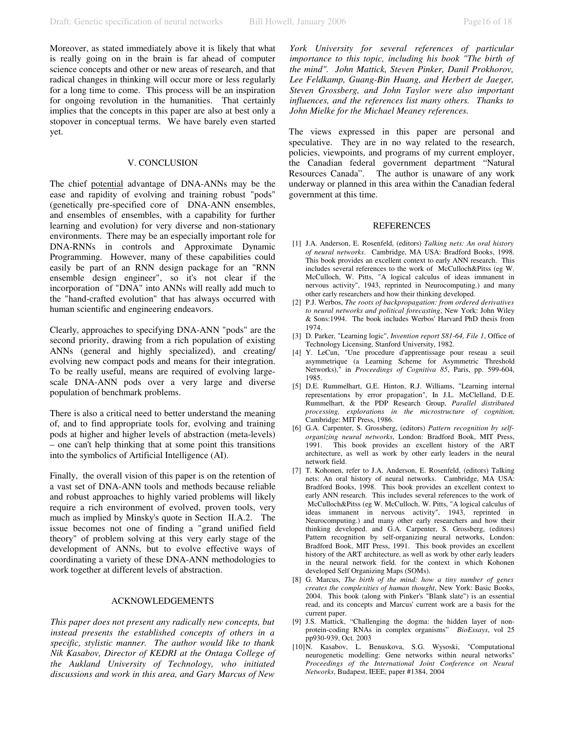Moreover, as stated immediately above it is likely that what is really going on in the brain is far ahead of computer science concepts and other or new areas of research, and that radical changes in thinking will occur more or less regularly for a long time to come. This process will be an inspiration for ongoing revolution in the humanities. That certainly implies that the concepts in this paper are also at best only a stopover in conceptual terms. We have barely even started yet.

## V. CONCLUSION

The chief <u>potential</u> advantage of DNA-ANNs may be the ease and rapidity of evolving and training robust "pods" (genetically pre-specified core of DNA-ANN ensembles, and ensembles of ensembles, with a capability for further learning and evolution) for very diverse and non-stationary environments. There may be an especially important role for DNA-RNNs in controls and Approximate Dynamic Programming. However, many of these capabilities could easily be part of an RNN design package for an "RNN ensemble design engineer", so it's not clear if the incorporation of "DNA" into ANNs will really add much to the "hand-crafted evolution" that has always occurred with human scientific and engineering endeavors.

Clearly, approaches to specifying DNA-ANN "pods" are the second priority, drawing from a rich population of existing ANNs (general and highly specialized), and creating/ evolving new compact pods and means for their integration. To be really useful, means are required of evolving large-scale DNA-ANN pods over a very large and diverse population of benchmark problems.

There is also a critical need to better understand the meaning of, and to find appropriate tools for, evolving and training pods at higher and higher levels of abstraction (meta-levels) – one can't help thinking that at some point this transitions into the symbolics of Artificial Intelligence (AI).

Finally, the overall vision of this paper is on the retention of a vast set of DNA-ANN tools and methods because reliable and robust approaches to highly varied problems will likely require a rich environment of evolved, proven tools, very much as implied by Minsky's quote in Section II.A.2. The issue becomes not one of finding a "grand unified field theory" of problem solving at this very early stage of the development of ANNs, but to evolve effective ways of coordinating a variety of these DNA-ANN methodologies to work together at different levels of abstraction.

## ACKNOWLEDGEMENTS

*This paper does not present any radically new concepts, but instead presents the established concepts of others in a specific, stylistic manner. The author would like to thank Nik Kasabov, Director of KEDRI at the Ontaga College of the Aukland University of Technology, who initiated discussions and work in this area, and Gary Marcus of New York University for several references of particular importance to this topic, including his book "The birth of the mind". John Mattick, Steven Pinker, Danil Prokhorov, Lee Feldkamp, Guang-Bin Huang, and Herbert de Jaeger, Steven Grossberg, and John Taylor were also important influences, and the references list many others. Thanks to John Mielke for the Michael Meaney references.*

The views expressed in this paper are personal and speculative. They are in no way related to the research, policies, viewpoints, and programs of my current employer, the Canadian federal government department "Natural Resources Canada". The author is unaware of any work underway or planned in this area within the Canadian federal government at this time.

## REFERENCES

[1] J.A. Anderson, E. Rosenfeld, (editors) *Talking nets: An oral history of neural networks*. Cambridge, MA USA: Bradford Books, 1998. This book provides an excellent context to early ANN research. This includes several references to the work of McCulloch&Pitss (eg W. McCulloch, W. Pitts, "A logical calculus of ideas immanent in nervous activity", 1943, reprinted in Neurocomputing.) and many other early researchers and how their thinking developed.

[2] P.J. Werbos, *The roots of backpropagation: from ordered derivatives to neural networks and political forecasting*, New York: John Wiley & Sons:1994. The book includes Werbos' Harvard PhD thesis from 1974.

[3] D. Parker, "Learning logic", *Invention report S81-64, File 1*, Office of Technology Licensing, Stanford University, 1982.

[4] Y. LeCun, "Une procedure d'apprentissage pour reseau a seuil asymmetrique (a Learning Scheme for Asymmetric Threshold Networks)," in *Proceedings of Cognitiva 85*, Paris, pp. 599-604, 1985.

[5] D.E. Rummelhart, G.E. Hinton, R.J. Williams, "Learning internal representations by error propagation", In J.L. McClelland, D.E. Rummelhart, & the PDP Research Group, *Parallel distributed processing, explorations in the microstructure of cognition,* Cambridge: MIT Press, 1986.

[6] G.A. Carpenter, S. Grossberg, (editors) *Pattern recognition by self-organizing neural networks*, London: Bradford Book, MIT Press, 1991. This book provides an excellent history of the ART architecture, as well as work by other early leaders in the neural network field.

[7] T. Kohonen, refer to J.A. Anderson, E. Rosenfeld, (editors) Talking nets: An oral history of neural networks. Cambridge, MA USA: Bradford Books, 1998. This book provides an excellent context to early ANN research. This includes several references to the work of McCulloch&Pitss (eg W. McCulloch, W. Pitts, "A logical calculus of ideas immanent in nervous activity", 1943, reprinted in Neurocomputing.) and many other early researchers and how their thinking developed. and G.A. Carpenter, S. Grossberg, (editors) Pattern recognition by self-organizing neural networks, London: Bradford Book, MIT Press, 1991. This book provides an excellent history of the ART architecture, as well as work by other early leaders in the neural network field. for the context in which Kohonen developed Self Organizing Maps (SOMs).

[8] G. Marcus, *The birth of the mind: how a tiny number of genes creates the complexities of human thought*, New York: Basic Books, 2004. This book (along with Pinker's "Blank slate") is an essential read, and its concepts and Marcus' current work are a basis for the current paper.

[9] J.S. Mattick, "Challenging the dogma: the hidden layer of non-protein-coding RNAs in complex organisms" *BioEssays*, vol 25 pp930-939, Oct. 2003

[10] N. Kasabov, L. Benuskova, S.G. Wysoski, "Computational neurogenetic modelling: Gene networks within neural networks" *Proceedings of the International Joint Conference on Neural Networks*, Budapest, IEEE, paper #1384, 2004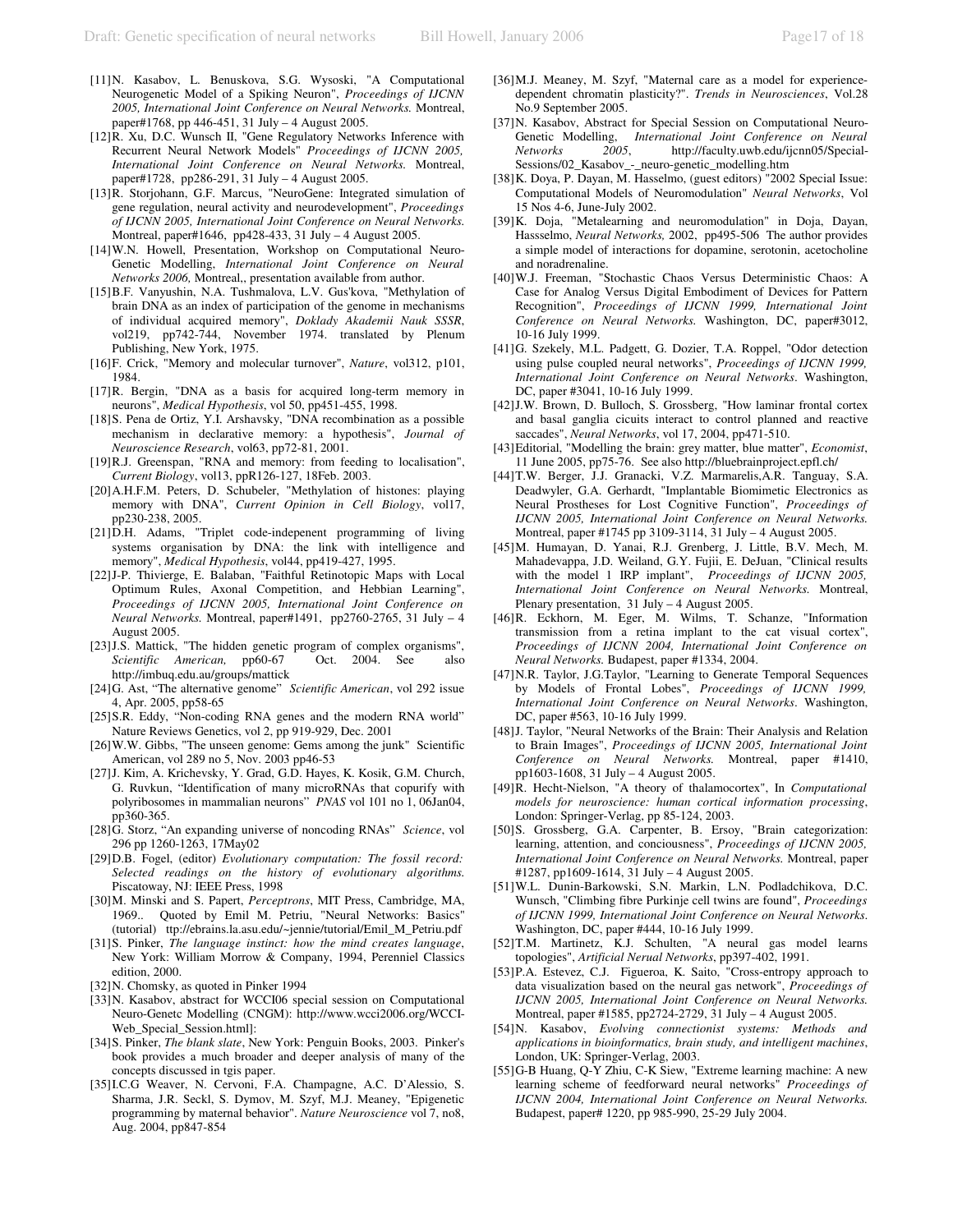[11] N. Kasabov, L. Benuskova, S.G. Wysoski, "A Computational Neurogenetic Model of a Spiking Neuron", *Proceedings of IJCNN 2005, International Joint Conference on Neural Networks.* Montreal, paper#1768, pp 446-451, 31 July – 4 August 2005.

[12] R. Xu, D.C. Wunsch II, "Gene Regulatory Networks Inference with Recurrent Neural Network Models" *Proceedings of IJCNN 2005, International Joint Conference on Neural Networks.* Montreal, paper#1728, pp286-291, 31 July – 4 August 2005.

[13] R. Storjohann, G.F. Marcus, "NeuroGene: Integrated simulation of gene regulation, neural activity and neurodevelopment", *Proceedings of IJCNN 2005, International Joint Conference on Neural Networks.* Montreal, paper#1646, pp428-433, 31 July – 4 August 2005.

[14] W.N. Howell, Presentation, Workshop on Computational Neuro-Genetic Modelling, *International Joint Conference on Neural Networks 2006,* Montreal,, presentation available from author.

[15] B.F. Vanyushin, N.A. Tushmalova, L.V. Gus'kova, "Methylation of brain DNA as an index of participation of the genome in mechanisms of individual acquired memory", *Doklady Akademii Nauk SSSR*, vol219, pp742-744, November 1974. translated by Plenum Publishing, New York, 1975.

[16] F. Crick, "Memory and molecular turnover", *Nature*, vol312, p101, 1984.

[17] R. Bergin, "DNA as a basis for acquired long-term memory in neurons", *Medical Hypothesis*, vol 50, pp451-455, 1998.

[18] S. Pena de Ortiz, Y.I. Arshavsky, "DNA recombination as a possible mechanism in declarative memory: a hypothesis", *Journal of Neuroscience Research*, vol63, pp72-81, 2001.

[19] R.J. Greenspan, "RNA and memory: from feeding to localisation", *Current Biology*, vol13, ppR126-127, 18Feb. 2003.

[20] A.H.F.M. Peters, D. Schubeler, "Methylation of histones: playing memory with DNA", *Current Opinion in Cell Biology*, vol17, pp230-238, 2005.

[21] D.H. Adams, "Triplet code-indepenent programming of living systems organisation by DNA: the link with intelligence and memory", *Medical Hypothesis*, vol44, pp419-427, 1995.

[22] J-P. Thivierge, E. Balaban, "Faithful Retinotopic Maps with Local Optimum Rules, Axonal Competition, and Hebbian Learning", *Proceedings of IJCNN 2005, International Joint Conference on Neural Networks.* Montreal, paper#1491, pp2760-2765, 31 July – 4 August 2005.

[23] J.S. Mattick, "The hidden genetic program of complex organisms", *Scientific American,* pp60-67 Oct. 2004. See also http://imbuq.edu.au/groups/mattick

[24] G. Ast, "The alternative genome" *Scientific American*, vol 292 issue 4, Apr. 2005, pp58-65

[25] S.R. Eddy, "Non-coding RNA genes and the modern RNA world" Nature Reviews Genetics, vol 2, pp 919-929, Dec. 2001

[26] W.W. Gibbs, "The unseen genome: Gems among the junk" Scientific American, vol 289 no 5, Nov. 2003 pp46-53

[27] J. Kim, A. Krichevsky, Y. Grad, G.D. Hayes, K. Kosik, G.M. Church, G. Ruvkun, "Identification of many microRNAs that copurify with polyribosomes in mammalian neurons" *PNAS* vol 101 no 1, 06Jan04, pp360-365.

[28] G. Storz, "An expanding universe of noncoding RNAs" *Science*, vol 296 pp 1260-1263, 17May02

[29] D.B. Fogel, (editor) *Evolutionary computation: The fossil record: Selected readings on the history of evolutionary algorithms.* Piscatoway, NJ: IEEE Press, 1998

[30] M. Minski and S. Papert, *Perceptrons*, MIT Press, Cambridge, MA, 1969.. Quoted by Emil M. Petriu, "Neural Networks: Basics" (tutorial) ttp://ebrains.la.asu.edu/~jennie/tutorial/Emil_M_Petriu.pdf

[31] S. Pinker, *The language instinct: how the mind creates language*, New York: William Morrow & Company, 1994, Perenniel Classics edition, 2000.

[32] N. Chomsky, as quoted in Pinker 1994

[33] N. Kasabov, abstract for WCCI06 special session on Computational Neuro-Genetc Modelling (CNGM): http://www.wcci2006.org/WCCI-Web_Special_Session.html]:

[34] S. Pinker, *The blank slate*, New York: Penguin Books, 2003. Pinker's book provides a much broader and deeper analysis of many of the concepts discussed in tgis paper.

[35] I.C.G Weaver, N. Cervoni, F.A. Champagne, A.C. D'Alessio, S. Sharma, J.R. Seckl, S. Dymov, M. Szyf, M.J. Meaney, "Epigenetic programming by maternal behavior". *Nature Neuroscience* vol 7, no8, Aug. 2004, pp847-854

[36] M.J. Meaney, M. Szyf, "Maternal care as a model for experience-dependent chromatin plasticity?". *Trends in Neurosciences*, Vol.28 No.9 September 2005.

[37] N. Kasabov, Abstract for Special Session on Computational Neuro-Genetic Modelling, *International Joint Conference on Neural Networks 2005*, http://faculty.uwb.edu/ijcnn05/Special-Sessions/02_Kasabov_-_neuro-genetic_modelling.htm

[38] K. Doya, P. Dayan, M. Hasselmo, (guest editors) "2002 Special Issue: Computational Models of Neuromodulation" *Neural Networks*, Vol 15 Nos 4-6, June-July 2002.

[39] K. Doja, "Metalearning and neuromodulation" in Doja, Dayan, Hassselmo, *Neural Networks,* 2002, pp495-506 The author provides a simple model of interactions for dopamine, serotonin, acetocholine and noradrenaline.

[40] W.J. Freeman, "Stochastic Chaos Versus Deterministic Chaos: A Case for Analog Versus Digital Embodiment of Devices for Pattern Recognition", *Proceedings of IJCNN 1999, International Joint Conference on Neural Networks.* Washington, DC, paper#3012, 10-16 July 1999.

[41] G. Szekely, M.L. Padgett, G. Dozier, T.A. Roppel, "Odor detection using pulse coupled neural networks", *Proceedings of IJCNN 1999, International Joint Conference on Neural Networks*. Washington, DC, paper #3041, 10-16 July 1999.

[42] J.W. Brown, D. Bulloch, S. Grossberg, "How laminar frontal cortex and basal ganglia cicuits interact to control planned and reactive saccades", *Neural Networks*, vol 17, 2004, pp471-510.

[43] Editorial, "Modelling the brain: grey matter, blue matter", *Economist*, 11 June 2005, pp75-76. See also http://bluebrainproject.epfl.ch/

[44] T.W. Berger, J.J. Granacki, V.Z. Marmarelis,A.R. Tanguay, S.A. Deadwyler, G.A. Gerhardt, "Implantable Biomimetic Electronics as Neural Prostheses for Lost Cognitive Function", *Proceedings of IJCNN 2005, International Joint Conference on Neural Networks.* Montreal, paper #1745 pp 3109-3114, 31 July – 4 August 2005.

[45] M. Humayan, D. Yanai, R.J. Grenberg, J. Little, B.V. Mech, M. Mahadevappa, J.D. Weiland, G.Y. Fujii, E. DeJuan, "Clinical results with the model 1 IRP implant", *Proceedings of IJCNN 2005, International Joint Conference on Neural Networks.* Montreal, Plenary presentation, 31 July – 4 August 2005.

[46] R. Eckhorn, M. Eger, M. Wilms, T. Schanze, "Information transmission from a retina implant to the cat visual cortex", *Proceedings of IJCNN 2004, International Joint Conference on Neural Networks.* Budapest, paper #1334, 2004.

[47] N.R. Taylor, J.G.Taylor, "Learning to Generate Temporal Sequences by Models of Frontal Lobes", *Proceedings of IJCNN 1999, International Joint Conference on Neural Networks*. Washington, DC, paper #563, 10-16 July 1999.

[48] J. Taylor, "Neural Networks of the Brain: Their Analysis and Relation to Brain Images", *Proceedings of IJCNN 2005, International Joint Conference on Neural Networks.* Montreal, paper #1410, pp1603-1608, 31 July – 4 August 2005.

[49] R. Hecht-Nielson, "A theory of thalamocortex", In *Computational models for neuroscience: human cortical information processing*, London: Springer-Verlag, pp 85-124, 2003.

[50] S. Grossberg, G.A. Carpenter, B. Ersoy, "Brain categorization: learning, attention, and conciousness", *Proceedings of IJCNN 2005, International Joint Conference on Neural Networks.* Montreal, paper #1287, pp1609-1614, 31 July – 4 August 2005.

[51] W.L. Dunin-Barkowski, S.N. Markin, L.N. Podladchikova, D.C. Wunsch, "Climbing fibre Purkinje cell twins are found", *Proceedings of IJCNN 1999, International Joint Conference on Neural Networks*. Washington, DC, paper #444, 10-16 July 1999.

[52] T.M. Martinetz, K.J. Schulten, "A neural gas model learns topologies", *Artificial Nerual Networks*, pp397-402, 1991.

[53] P.A. Estevez, C.J. Figueroa, K. Saito, "Cross-entropy approach to data visualization based on the neural gas network", *Proceedings of IJCNN 2005, International Joint Conference on Neural Networks.* Montreal, paper #1585, pp2724-2729, 31 July – 4 August 2005.

[54] N. Kasabov, *Evolving connectionist systems: Methods and applications in bioinformatics, brain study, and intelligent machines*, London, UK: Springer-Verlag, 2003.

[55] G-B Huang, Q-Y Zhiu, C-K Siew, "Extreme learning machine: A new learning scheme of feedforward neural networks" *Proceedings of IJCNN 2004, International Joint Conference on Neural Networks.* Budapest, paper# 1220, pp 985-990, 25-29 July 2004.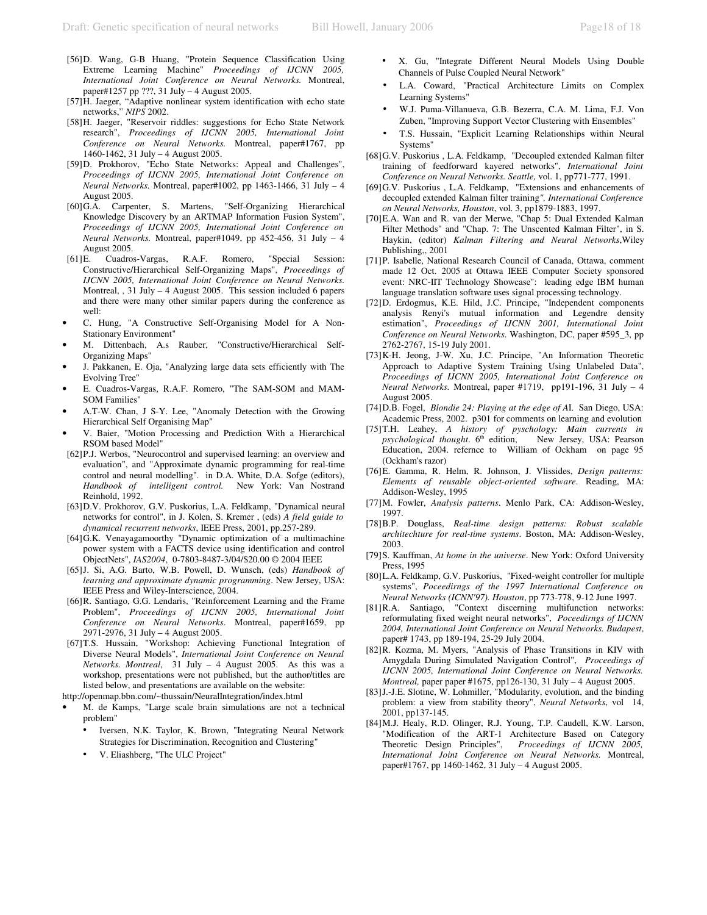[56] D. Wang, G-B Huang, "Protein Sequence Classification Using Extreme Learning Machine" *Proceedings of IJCNN 2005, International Joint Conference on Neural Networks.* Montreal, paper#1257 pp ???, 31 July – 4 August 2005.

[57] H. Jaeger, "Adaptive nonlinear system identification with echo state networks," *NIPS* 2002.

[58] H. Jaeger, "Reservoir riddles: suggestions for Echo State Network research", *Proceedings of IJCNN 2005, International Joint Conference on Neural Networks.* Montreal, paper#1767, pp 1460-1462, 31 July – 4 August 2005.

[59] D. Prokhorov, "Echo State Networks: Appeal and Challenges", *Proceedings of IJCNN 2005, International Joint Conference on Neural Networks.* Montreal, paper#1002, pp 1463-1466, 31 July – 4 August 2005.

[60] G.A. Carpenter, S. Martens, "Self-Organizing Hierarchical Knowledge Discovery by an ARTMAP Information Fusion System", *Proceedings of IJCNN 2005, International Joint Conference on Neural Networks.* Montreal, paper#1049, pp 452-456, 31 July – 4 August 2005.

[61] E. Cuadros-Vargas, R.A.F. Romero, "Special Session: Constructive/Hierarchical Self-Organizing Maps", *Proceedings of IJCNN 2005, International Joint Conference on Neural Networks.* Montreal, , 31 July – 4 August 2005. This session included 6 papers and there were many other similar papers during the conference as well:

- C. Hung, "A Constructive Self-Organising Model for A Non-Stationary Environment"
- M. Dittenbach, A.s Rauber, "Constructive/Hierarchical Self-Organizing Maps"
- J. Pakkanen, E. Oja, "Analyzing large data sets efficiently with The Evolving Tree"
- E. Cuadros-Vargas, R.A.F. Romero, "The SAM-SOM and MAM-SOM Families"
- A.T-W. Chan, J S-Y. Lee, "Anomaly Detection with the Growing Hierarchical Self Organising Map"
- V. Baier, "Motion Processing and Prediction With a Hierarchical RSOM based Model"

[62] P.J. Werbos, "Neurocontrol and supervised learning: an overview and evaluation", and "Approximate dynamic programming for real-time control and neural modelling". in D.A. White, D.A. Sofge (editors), *Handbook of intelligent control.* New York: Van Nostrand Reinhold, 1992.

[63] D.V. Prokhorov, G.V. Puskorius, L.A. Feldkamp, "Dynamical neural networks for control", in J. Kolen, S. Kremer , (eds) *A field guide to dynamical recurrent networks*, IEEE Press, 2001, pp.257-289.

[64] G.K. Venayagamoorthy "Dynamic optimization of a multimachine power system with a FACTS device using identification and control ObjectNets", *IAS2004*, 0-7803-8487-3/04/$20.00 © 2004 IEEE

[65] J. Si, A.G. Barto, W.B. Powell, D. Wunsch, (eds) *Handbook of learning and approximate dynamic programming*. New Jersey, USA: IEEE Press and Wiley-Interscience, 2004.

[66] R. Santiago, G.G. Lendaris, "Reinforcement Learning and the Frame Problem", *Proceedings of IJCNN 2005, International Joint Conference on Neural Networks*. Montreal, paper#1659, pp 2971-2976, 31 July – 4 August 2005.

[67] T.S. Hussain, "Workshop: Achieving Functional Integration of Diverse Neural Models", *International Joint Conference on Neural Networks. Montreal*, 31 July – 4 August 2005. As this was a workshop, presentations were not published, but the author/titles are listed below, and presentations are available on the website:

http://openmap.bbn.com/~thussain/NeuralIntegration/index.html

- M. de Kamps, "Large scale brain simulations are not a technical problem"
  - Iversen, N.K. Taylor, K. Brown, "Integrating Neural Network Strategies for Discrimination, Recognition and Clustering"
  - V. Eliashberg, "The ULC Project"
  - X. Gu, "Integrate Different Neural Models Using Double Channels of Pulse Coupled Neural Network"
  - L.A. Coward, "Practical Architecture Limits on Complex Learning Systems"
  - W.J. Puma-Villanueva, G.B. Bezerra, C.A. M. Lima, F.J. Von Zuben, "Improving Support Vector Clustering with Ensembles"
  - T.S. Hussain, "Explicit Learning Relationships within Neural Systems"

[68] G.V. Puskorius , L.A. Feldkamp, "Decoupled extended Kalman filter training of feedforward kayered networks", *International Joint Conference on Neural Networks. Seattle,* vol. 1, pp771-777, 1991.

[69] G.V. Puskorius , L.A. Feldkamp, "Extensions and enhancements of decoupled extended Kalman filter training*", International Conference on Neural Networks, Houston*, vol. 3, pp1879-1883, 1997.

[70] E.A. Wan and R. van der Merwe, "Chap 5: Dual Extended Kalman Filter Methods" and "Chap. 7: The Unscented Kalman Filter", in S. Haykin, (editor) *Kalman Filtering and Neural Networks*,Wiley Publishing,, 2001

[71] P. Isabelle, National Research Council of Canada, Ottawa, comment made 12 Oct. 2005 at Ottawa IEEE Computer Society sponsored event: NRC-IIT Technology Showcase": leading edge IBM human language translation software uses signal processing technology.

[72] D. Erdogmus, K.E. Hild, J.C. Principe, "Independent components analysis Renyi's mutual information and Legendre density estimation", *Proceedings of IJCNN 2001, International Joint Conference on Neural Networks*. Washington, DC, paper #595_3, pp 2762-2767, 15-19 July 2001.

[73] K-H. Jeong, J-W. Xu, J.C. Principe, "An Information Theoretic Approach to Adaptive System Training Using Unlabeled Data", *Proceedings of IJCNN 2005, International Joint Conference on Neural Networks.* Montreal, paper #1719, pp191-196, 31 July – 4 August 2005.

[74] D.B. Fogel, *Blondie 24: Playing at the edge of AI.* San Diego, USA: Academic Press, 2002. p301 for comments on learning and evolution

[75] T.H. Leahey, *A history of pyschology: Main currents in psychological thought*. 6th edition, New Jersey, USA: Pearson Education, 2004. refernce to William of Ockham on page 95 (Ockham's razor)

[76] E. Gamma, R. Helm, R. Johnson, J. Vlissides, *Design patterns: Elements of reusable object-oriented software*. Reading, MA: Addison-Wesley, 1995

[77] M. Fowler, *Analysis patterns*. Menlo Park, CA: Addison-Wesley, 1997.

[78] B.P. Douglass, *Real-time design patterns: Robust scalable architechture for real-time systems*. Boston, MA: Addison-Wesley, 2003.

[79] S. Kauffman, *At home in the universe*. New York: Oxford University Press, 1995

[80] L.A. Feldkamp, G.V. Puskorius, "Fixed-weight controller for multiple systems", *Poceedirngs of the 1997 International Conference on Neural Networks (ICNN'97). Houston*, pp 773-778, 9-12 June 1997.

[81] R.A. Santiago, "Context discerning multifunction networks: reformulating fixed weight neural networks", *Poceedirngs of IJCNN 2004, International Joint Conference on Neural Networks. Budapest*, paper# 1743, pp 189-194, 25-29 July 2004.

[82] R. Kozma, M. Myers, "Analysis of Phase Transitions in KIV with Amygdala During Simulated Navigation Control", *Proceedings of IJCNN 2005, International Joint Conference on Neural Networks. Montreal,* paper paper #1675, pp126-130, 31 July – 4 August 2005.

[83] J.-J.E. Slotine, W. Lohmiller, "Modularity, evolution, and the binding problem: a view from stability theory", *Neural Networks*, vol 14, 2001, pp137-145.

[84] M.J. Healy, R.D. Olinger, R.J. Young, T.P. Caudell, K.W. Larson, "Modification of the ART-1 Architecture Based on Category Theoretic Design Principles", *Proceedings of IJCNN 2005, International Joint Conference on Neural Networks.* Montreal, paper#1767, pp 1460-1462, 31 July – 4 August 2005.